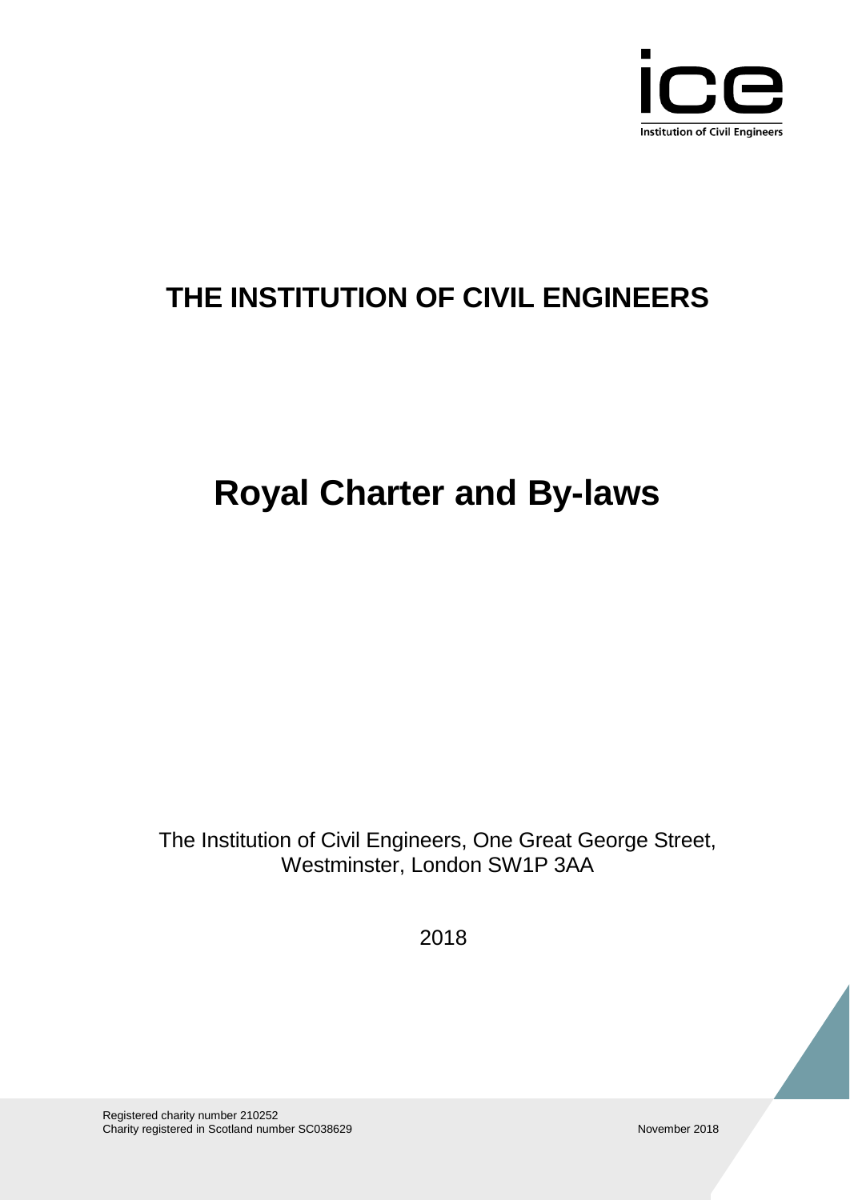ice

Institution of Civil Engineers

# THE INSTITUTION OF CIVIL ENGINEERS

# Royal Charter and By-laws

The Institution of Civil Engineers, One Great George Street, Westminster, London SW1P 3AA

2018

Registered charity number 210252
Charity registered in Scotland number SC038629

November 2018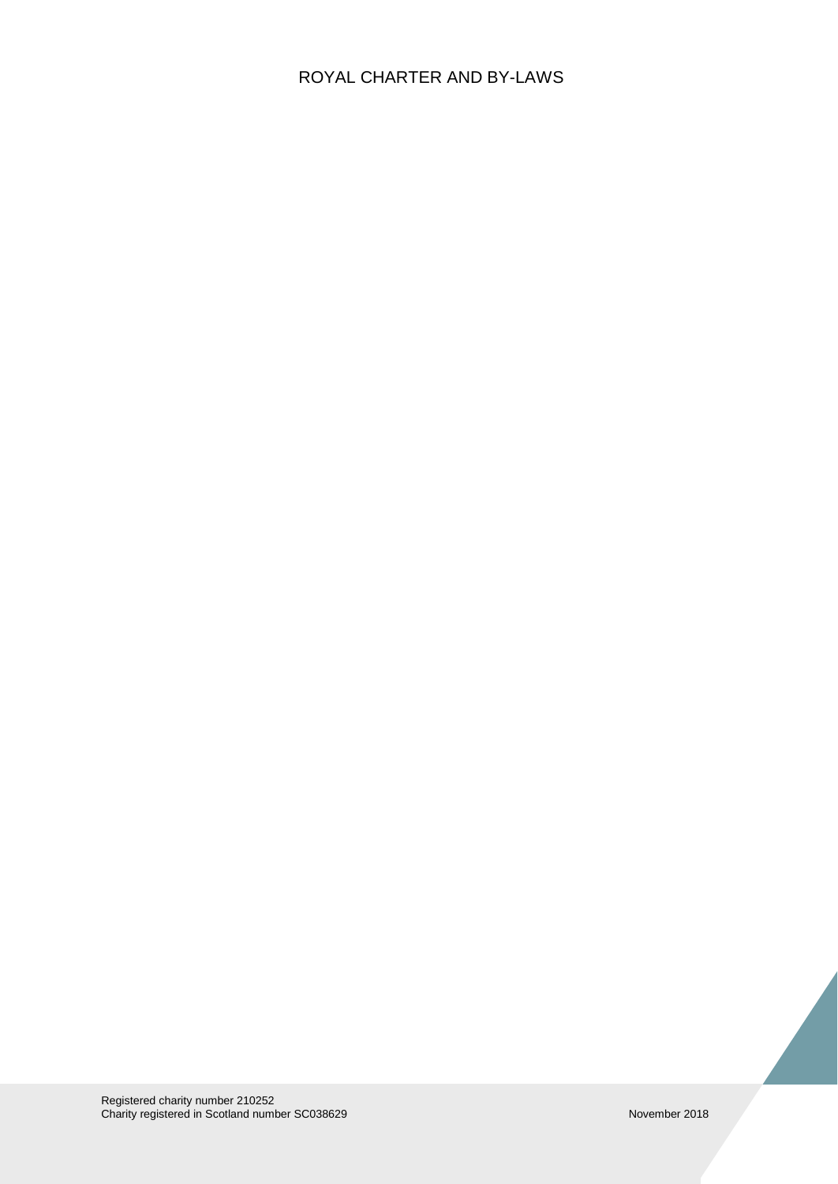# ROYAL CHARTER AND BY-LAWS

Registered charity number 210252
Charity registered in Scotland number SC038629

November 2018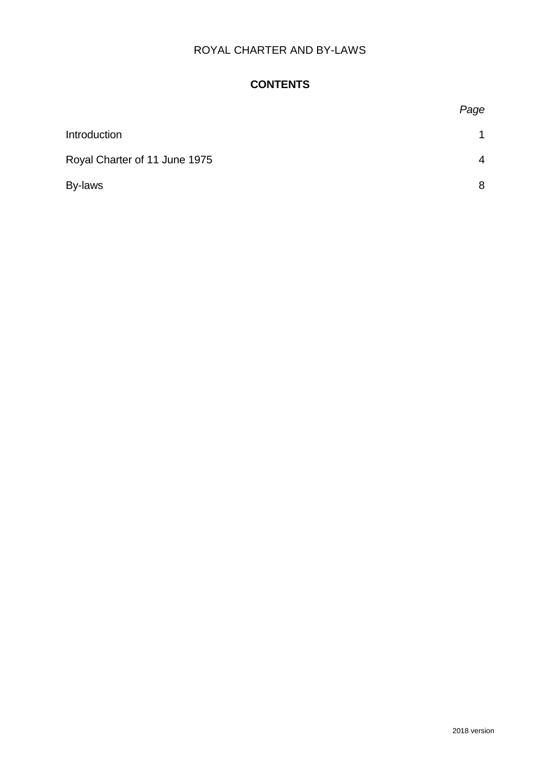ROYAL CHARTER AND BY-LAWS

## CONTENTS

| | *Page* |
|---|---|
| Introduction | 1 |
| Royal Charter of 11 June 1975 | 4 |
| By-laws | 8 |

2018 version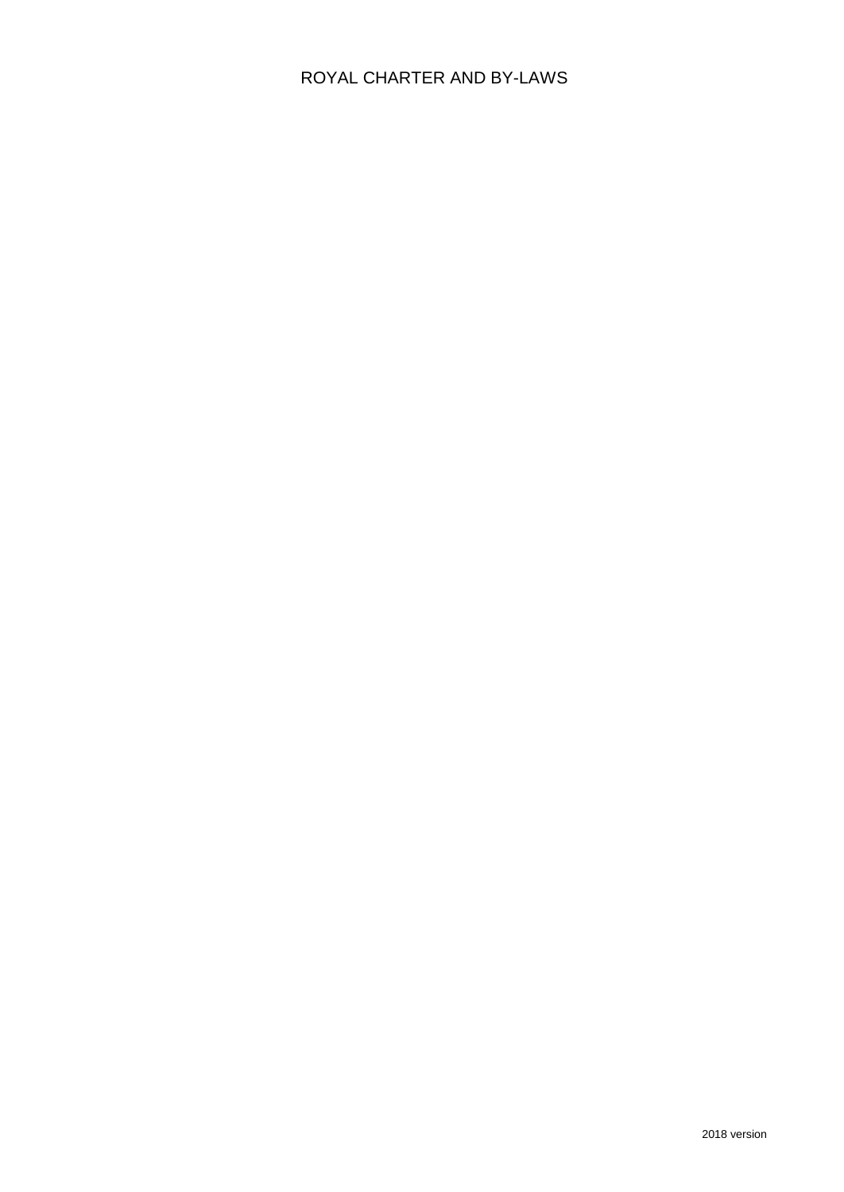# ROYAL CHARTER AND BY-LAWS

2018 version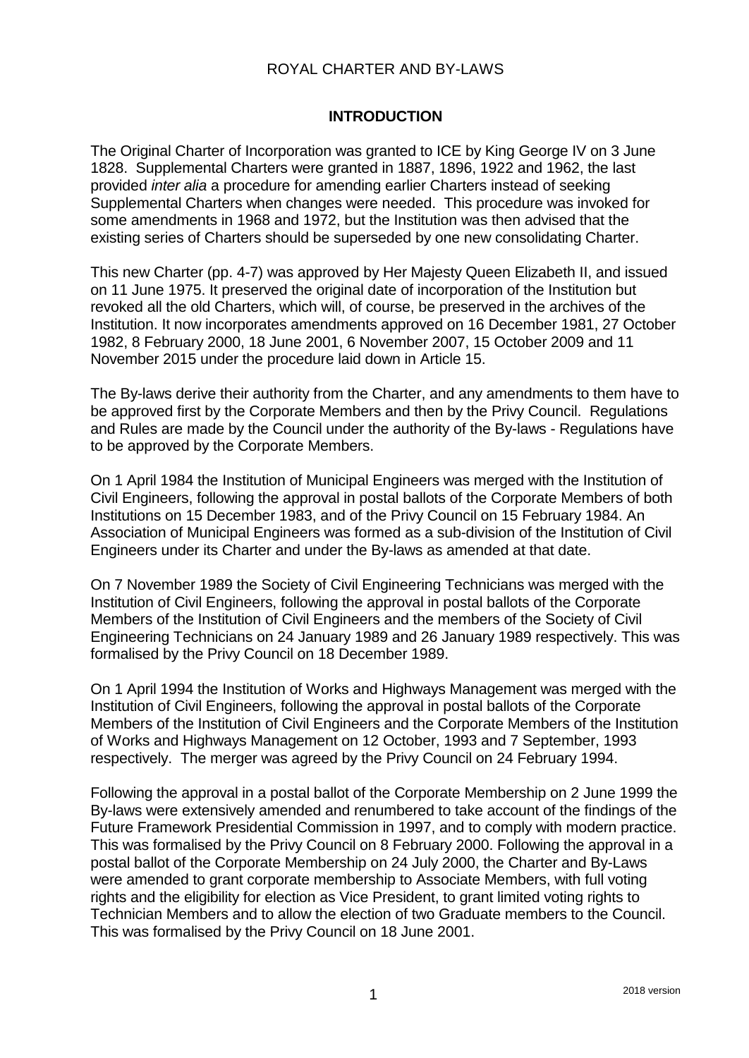ROYAL CHARTER AND BY-LAWS

## INTRODUCTION

The Original Charter of Incorporation was granted to ICE by King George IV on 3 June 1828. Supplemental Charters were granted in 1887, 1896, 1922 and 1962, the last provided *inter alia* a procedure for amending earlier Charters instead of seeking Supplemental Charters when changes were needed. This procedure was invoked for some amendments in 1968 and 1972, but the Institution was then advised that the existing series of Charters should be superseded by one new consolidating Charter.

This new Charter (pp. 4-7) was approved by Her Majesty Queen Elizabeth II, and issued on 11 June 1975. It preserved the original date of incorporation of the Institution but revoked all the old Charters, which will, of course, be preserved in the archives of the Institution. It now incorporates amendments approved on 16 December 1981, 27 October 1982, 8 February 2000, 18 June 2001, 6 November 2007, 15 October 2009 and 11 November 2015 under the procedure laid down in Article 15.

The By-laws derive their authority from the Charter, and any amendments to them have to be approved first by the Corporate Members and then by the Privy Council. Regulations and Rules are made by the Council under the authority of the By-laws - Regulations have to be approved by the Corporate Members.

On 1 April 1984 the Institution of Municipal Engineers was merged with the Institution of Civil Engineers, following the approval in postal ballots of the Corporate Members of both Institutions on 15 December 1983, and of the Privy Council on 15 February 1984. An Association of Municipal Engineers was formed as a sub-division of the Institution of Civil Engineers under its Charter and under the By-laws as amended at that date.

On 7 November 1989 the Society of Civil Engineering Technicians was merged with the Institution of Civil Engineers, following the approval in postal ballots of the Corporate Members of the Institution of Civil Engineers and the members of the Society of Civil Engineering Technicians on 24 January 1989 and 26 January 1989 respectively. This was formalised by the Privy Council on 18 December 1989.

On 1 April 1994 the Institution of Works and Highways Management was merged with the Institution of Civil Engineers, following the approval in postal ballots of the Corporate Members of the Institution of Civil Engineers and the Corporate Members of the Institution of Works and Highways Management on 12 October, 1993 and 7 September, 1993 respectively. The merger was agreed by the Privy Council on 24 February 1994.

Following the approval in a postal ballot of the Corporate Membership on 2 June 1999 the By-laws were extensively amended and renumbered to take account of the findings of the Future Framework Presidential Commission in 1997, and to comply with modern practice. This was formalised by the Privy Council on 8 February 2000. Following the approval in a postal ballot of the Corporate Membership on 24 July 2000, the Charter and By-Laws were amended to grant corporate membership to Associate Members, with full voting rights and the eligibility for election as Vice President, to grant limited voting rights to Technician Members and to allow the election of two Graduate members to the Council. This was formalised by the Privy Council on 18 June 2001.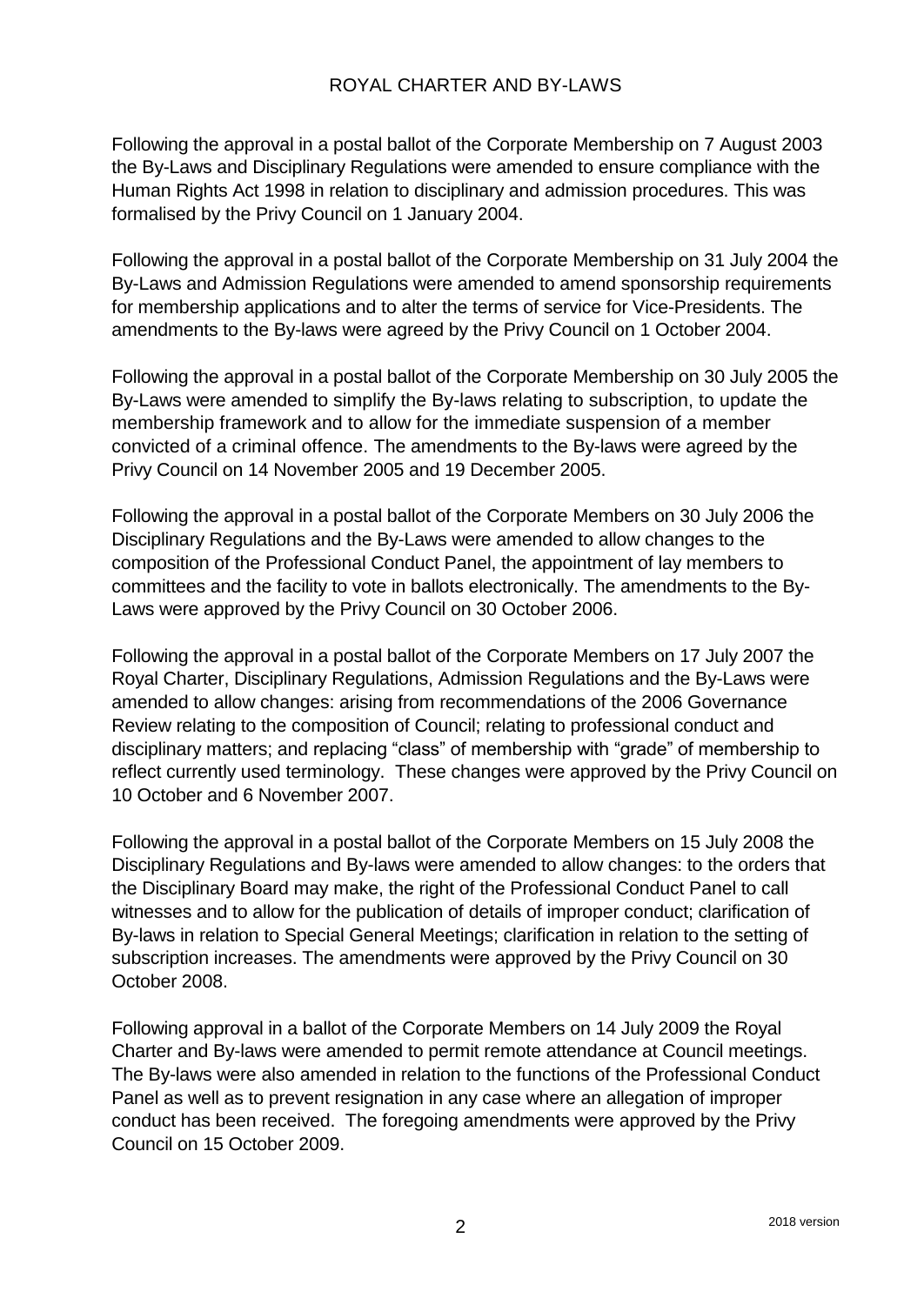# ROYAL CHARTER AND BY-LAWS

Following the approval in a postal ballot of the Corporate Membership on 7 August 2003 the By-Laws and Disciplinary Regulations were amended to ensure compliance with the Human Rights Act 1998 in relation to disciplinary and admission procedures. This was formalised by the Privy Council on 1 January 2004.

Following the approval in a postal ballot of the Corporate Membership on 31 July 2004 the By-Laws and Admission Regulations were amended to amend sponsorship requirements for membership applications and to alter the terms of service for Vice-Presidents. The amendments to the By-laws were agreed by the Privy Council on 1 October 2004.

Following the approval in a postal ballot of the Corporate Membership on 30 July 2005 the By-Laws were amended to simplify the By-laws relating to subscription, to update the membership framework and to allow for the immediate suspension of a member convicted of a criminal offence. The amendments to the By-laws were agreed by the Privy Council on 14 November 2005 and 19 December 2005.

Following the approval in a postal ballot of the Corporate Members on 30 July 2006 the Disciplinary Regulations and the By-Laws were amended to allow changes to the composition of the Professional Conduct Panel, the appointment of lay members to committees and the facility to vote in ballots electronically. The amendments to the By-Laws were approved by the Privy Council on 30 October 2006.

Following the approval in a postal ballot of the Corporate Members on 17 July 2007 the Royal Charter, Disciplinary Regulations, Admission Regulations and the By-Laws were amended to allow changes: arising from recommendations of the 2006 Governance Review relating to the composition of Council; relating to professional conduct and disciplinary matters; and replacing "class" of membership with "grade" of membership to reflect currently used terminology. These changes were approved by the Privy Council on 10 October and 6 November 2007.

Following the approval in a postal ballot of the Corporate Members on 15 July 2008 the Disciplinary Regulations and By-laws were amended to allow changes: to the orders that the Disciplinary Board may make, the right of the Professional Conduct Panel to call witnesses and to allow for the publication of details of improper conduct; clarification of By-laws in relation to Special General Meetings; clarification in relation to the setting of subscription increases. The amendments were approved by the Privy Council on 30 October 2008.

Following approval in a ballot of the Corporate Members on 14 July 2009 the Royal Charter and By-laws were amended to permit remote attendance at Council meetings. The By-laws were also amended in relation to the functions of the Professional Conduct Panel as well as to prevent resignation in any case where an allegation of improper conduct has been received. The foregoing amendments were approved by the Privy Council on 15 October 2009.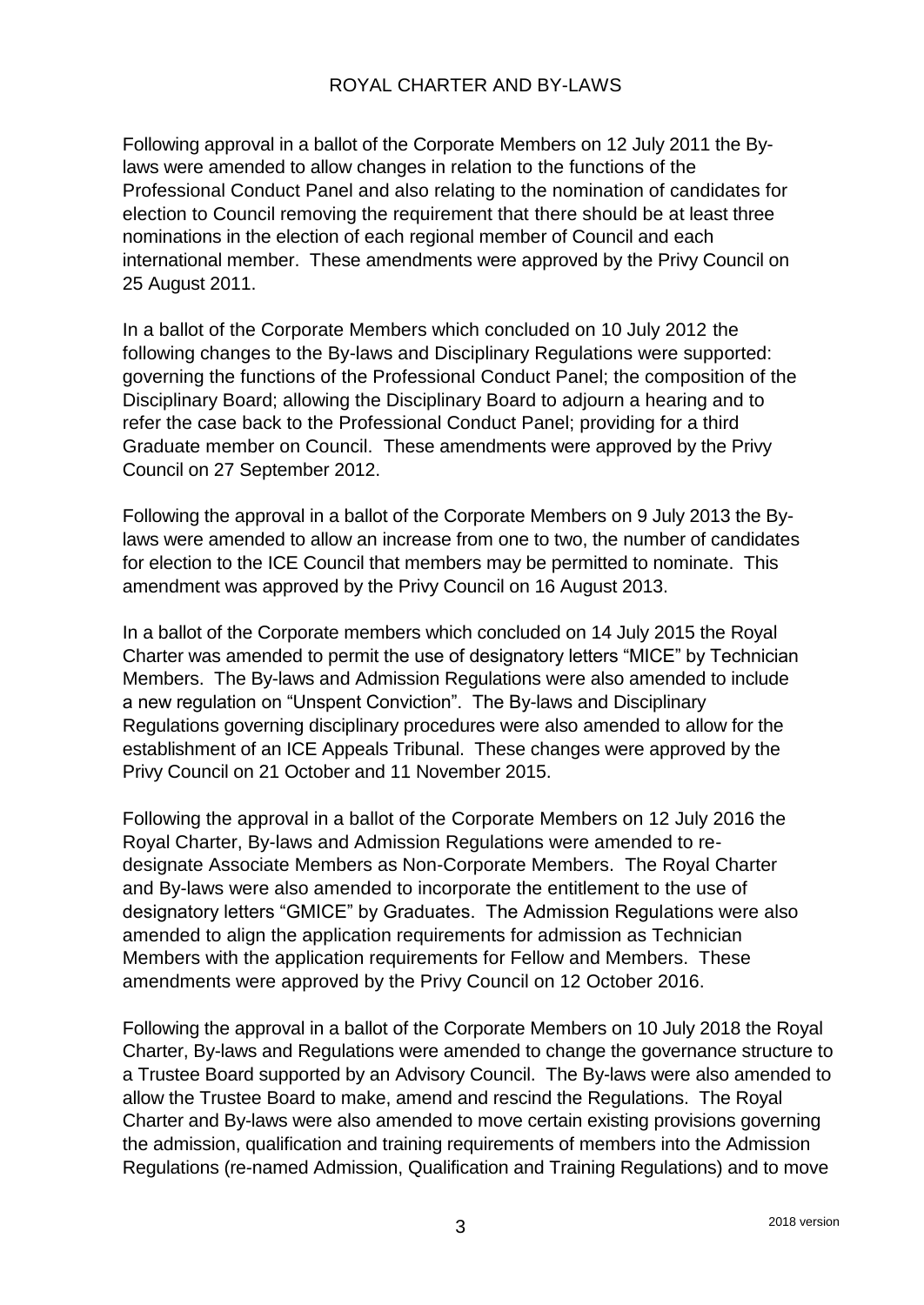Following approval in a ballot of the Corporate Members on 12 July 2011 the By-laws were amended to allow changes in relation to the functions of the Professional Conduct Panel and also relating to the nomination of candidates for election to Council removing the requirement that there should be at least three nominations in the election of each regional member of Council and each international member. These amendments were approved by the Privy Council on 25 August 2011.

In a ballot of the Corporate Members which concluded on 10 July 2012 the following changes to the By-laws and Disciplinary Regulations were supported: governing the functions of the Professional Conduct Panel; the composition of the Disciplinary Board; allowing the Disciplinary Board to adjourn a hearing and to refer the case back to the Professional Conduct Panel; providing for a third Graduate member on Council. These amendments were approved by the Privy Council on 27 September 2012.

Following the approval in a ballot of the Corporate Members on 9 July 2013 the By-laws were amended to allow an increase from one to two, the number of candidates for election to the ICE Council that members may be permitted to nominate. This amendment was approved by the Privy Council on 16 August 2013.

In a ballot of the Corporate members which concluded on 14 July 2015 the Royal Charter was amended to permit the use of designatory letters "MICE" by Technician Members. The By-laws and Admission Regulations were also amended to include a new regulation on "Unspent Conviction". The By-laws and Disciplinary Regulations governing disciplinary procedures were also amended to allow for the establishment of an ICE Appeals Tribunal. These changes were approved by the Privy Council on 21 October and 11 November 2015.

Following the approval in a ballot of the Corporate Members on 12 July 2016 the Royal Charter, By-laws and Admission Regulations were amended to re-designate Associate Members as Non-Corporate Members. The Royal Charter and By-laws were also amended to incorporate the entitlement to the use of designatory letters "GMICE" by Graduates. The Admission Regulations were also amended to align the application requirements for admission as Technician Members with the application requirements for Fellow and Members. These amendments were approved by the Privy Council on 12 October 2016.

Following the approval in a ballot of the Corporate Members on 10 July 2018 the Royal Charter, By-laws and Regulations were amended to change the governance structure to a Trustee Board supported by an Advisory Council. The By-laws were also amended to allow the Trustee Board to make, amend and rescind the Regulations. The Royal Charter and By-laws were also amended to move certain existing provisions governing the admission, qualification and training requirements of members into the Admission Regulations (re-named Admission, Qualification and Training Regulations) and to move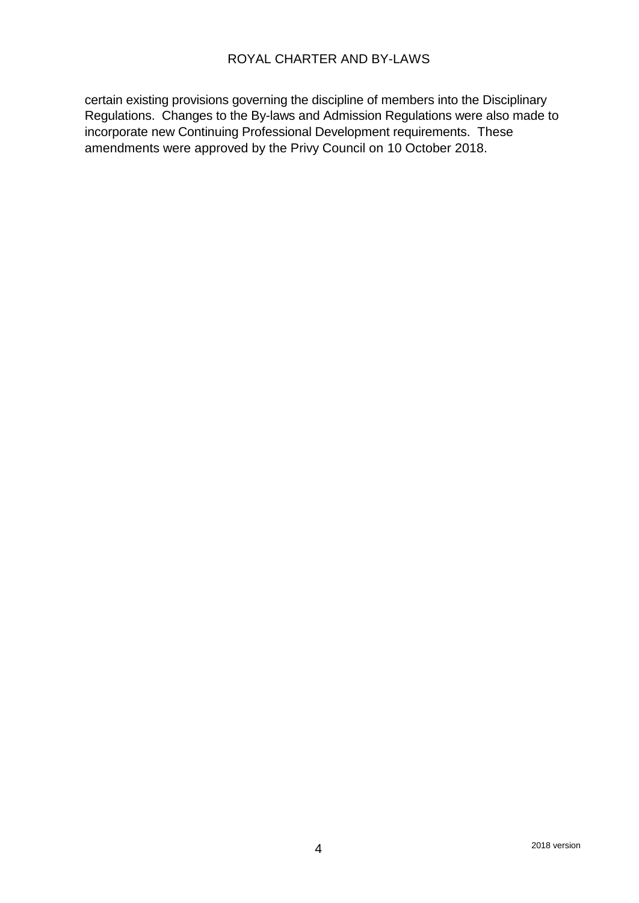certain existing provisions governing the discipline of members into the Disciplinary Regulations. Changes to the By-laws and Admission Regulations were also made to incorporate new Continuing Professional Development requirements. These amendments were approved by the Privy Council on 10 October 2018.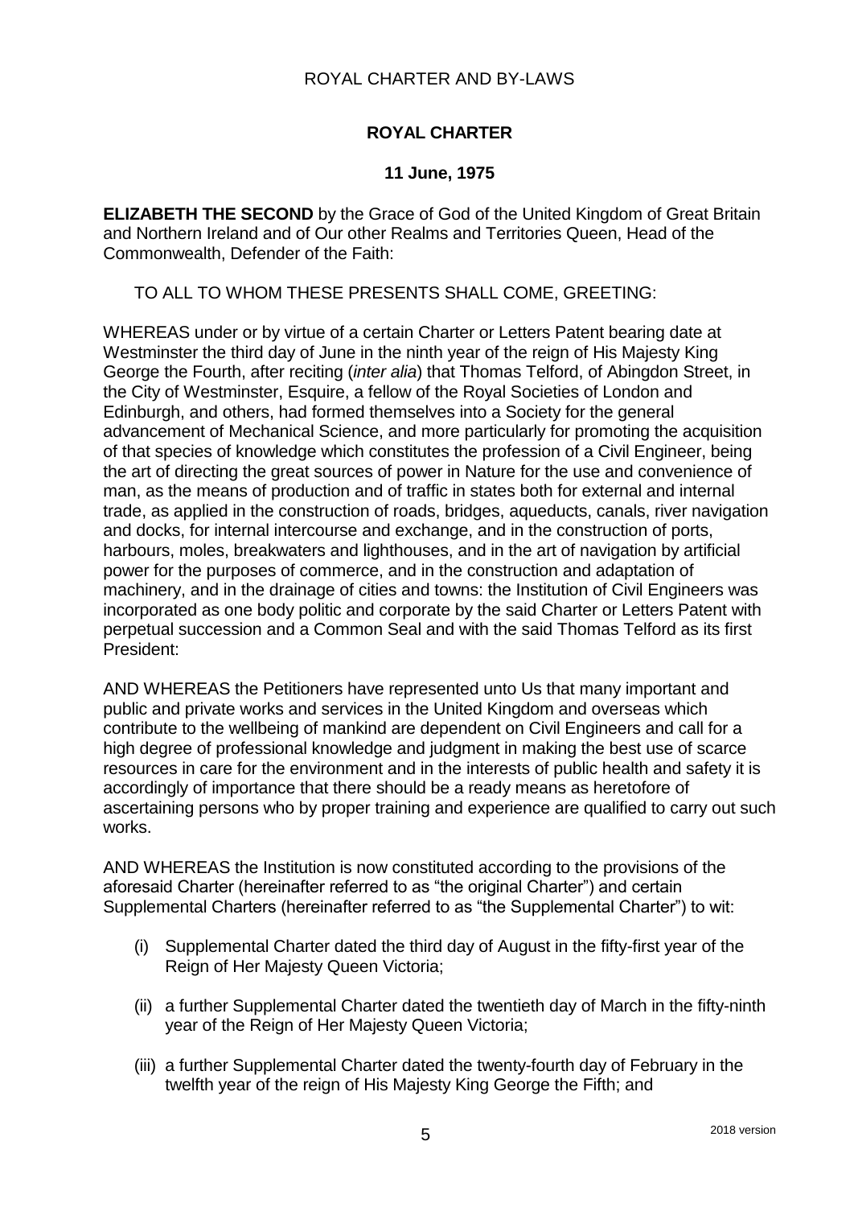ROYAL CHARTER AND BY-LAWS

## ROYAL CHARTER

**11 June, 1975**

**ELIZABETH THE SECOND** by the Grace of God of the United Kingdom of Great Britain and Northern Ireland and of Our other Realms and Territories Queen, Head of the Commonwealth, Defender of the Faith:

TO ALL TO WHOM THESE PRESENTS SHALL COME, GREETING:

WHEREAS under or by virtue of a certain Charter or Letters Patent bearing date at Westminster the third day of June in the ninth year of the reign of His Majesty King George the Fourth, after reciting (*inter alia*) that Thomas Telford, of Abingdon Street, in the City of Westminster, Esquire, a fellow of the Royal Societies of London and Edinburgh, and others, had formed themselves into a Society for the general advancement of Mechanical Science, and more particularly for promoting the acquisition of that species of knowledge which constitutes the profession of a Civil Engineer, being the art of directing the great sources of power in Nature for the use and convenience of man, as the means of production and of traffic in states both for external and internal trade, as applied in the construction of roads, bridges, aqueducts, canals, river navigation and docks, for internal intercourse and exchange, and in the construction of ports, harbours, moles, breakwaters and lighthouses, and in the art of navigation by artificial power for the purposes of commerce, and in the construction and adaptation of machinery, and in the drainage of cities and towns: the Institution of Civil Engineers was incorporated as one body politic and corporate by the said Charter or Letters Patent with perpetual succession and a Common Seal and with the said Thomas Telford as its first President:

AND WHEREAS the Petitioners have represented unto Us that many important and public and private works and services in the United Kingdom and overseas which contribute to the wellbeing of mankind are dependent on Civil Engineers and call for a high degree of professional knowledge and judgment in making the best use of scarce resources in care for the environment and in the interests of public health and safety it is accordingly of importance that there should be a ready means as heretofore of ascertaining persons who by proper training and experience are qualified to carry out such works.

AND WHEREAS the Institution is now constituted according to the provisions of the aforesaid Charter (hereinafter referred to as "the original Charter") and certain Supplemental Charters (hereinafter referred to as "the Supplemental Charter") to wit:

(i) Supplemental Charter dated the third day of August in the fifty-first year of the Reign of Her Majesty Queen Victoria;

(ii) a further Supplemental Charter dated the twentieth day of March in the fifty-ninth year of the Reign of Her Majesty Queen Victoria;

(iii) a further Supplemental Charter dated the twenty-fourth day of February in the twelfth year of the reign of His Majesty King George the Fifth; and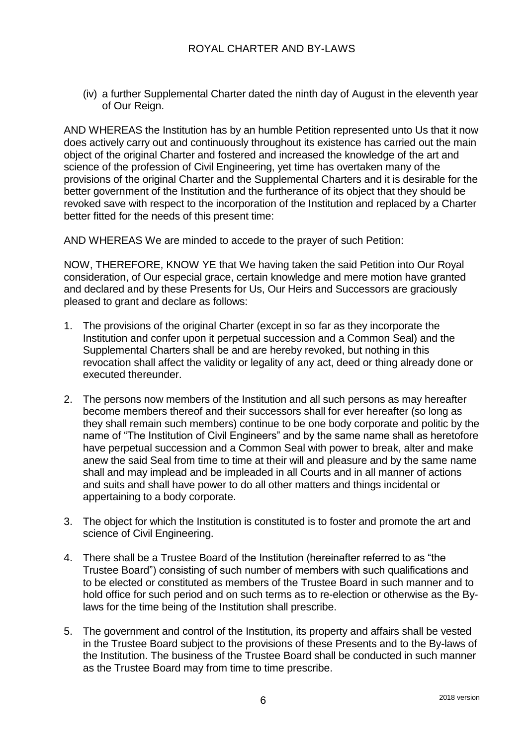(iv) a further Supplemental Charter dated the ninth day of August in the eleventh year of Our Reign.

AND WHEREAS the Institution has by an humble Petition represented unto Us that it now does actively carry out and continuously throughout its existence has carried out the main object of the original Charter and fostered and increased the knowledge of the art and science of the profession of Civil Engineering, yet time has overtaken many of the provisions of the original Charter and the Supplemental Charters and it is desirable for the better government of the Institution and the furtherance of its object that they should be revoked save with respect to the incorporation of the Institution and replaced by a Charter better fitted for the needs of this present time:

AND WHEREAS We are minded to accede to the prayer of such Petition:

NOW, THEREFORE, KNOW YE that We having taken the said Petition into Our Royal consideration, of Our especial grace, certain knowledge and mere motion have granted and declared and by these Presents for Us, Our Heirs and Successors are graciously pleased to grant and declare as follows:

1. The provisions of the original Charter (except in so far as they incorporate the Institution and confer upon it perpetual succession and a Common Seal) and the Supplemental Charters shall be and are hereby revoked, but nothing in this revocation shall affect the validity or legality of any act, deed or thing already done or executed thereunder.

2. The persons now members of the Institution and all such persons as may hereafter become members thereof and their successors shall for ever hereafter (so long as they shall remain such members) continue to be one body corporate and politic by the name of "The Institution of Civil Engineers" and by the same name shall as heretofore have perpetual succession and a Common Seal with power to break, alter and make anew the said Seal from time to time at their will and pleasure and by the same name shall and may implead and be impleaded in all Courts and in all manner of actions and suits and shall have power to do all other matters and things incidental or appertaining to a body corporate.

3. The object for which the Institution is constituted is to foster and promote the art and science of Civil Engineering.

4. There shall be a Trustee Board of the Institution (hereinafter referred to as "the Trustee Board") consisting of such number of members with such qualifications and to be elected or constituted as members of the Trustee Board in such manner and to hold office for such period and on such terms as to re-election or otherwise as the By-laws for the time being of the Institution shall prescribe.

5. The government and control of the Institution, its property and affairs shall be vested in the Trustee Board subject to the provisions of these Presents and to the By-laws of the Institution. The business of the Trustee Board shall be conducted in such manner as the Trustee Board may from time to time prescribe.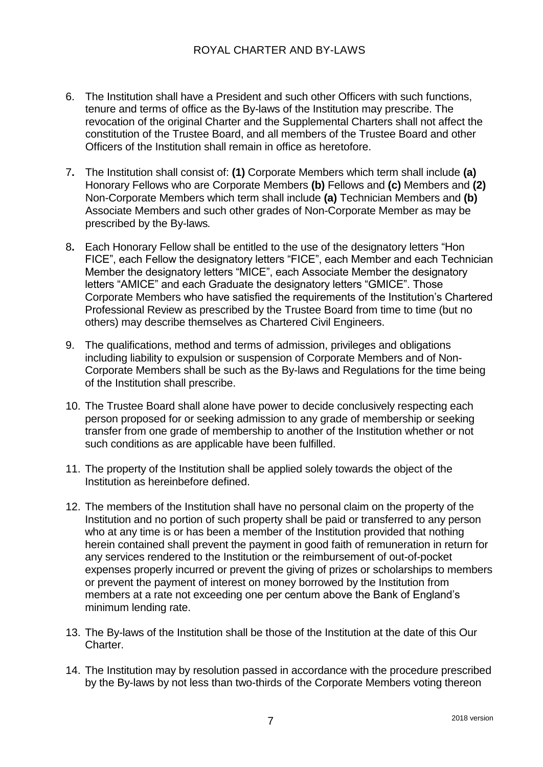6. The Institution shall have a President and such other Officers with such functions, tenure and terms of office as the By-laws of the Institution may prescribe. The revocation of the original Charter and the Supplemental Charters shall not affect the constitution of the Trustee Board, and all members of the Trustee Board and other Officers of the Institution shall remain in office as heretofore.

7. The Institution shall consist of: **(1)** Corporate Members which term shall include **(a)** Honorary Fellows who are Corporate Members **(b)** Fellows and **(c)** Members and **(2)** Non-Corporate Members which term shall include **(a)** Technician Members and **(b)** Associate Members and such other grades of Non-Corporate Member as may be prescribed by the By-laws*.*

8. Each Honorary Fellow shall be entitled to the use of the designatory letters "Hon FICE", each Fellow the designatory letters "FICE", each Member and each Technician Member the designatory letters "MICE", each Associate Member the designatory letters "AMICE" and each Graduate the designatory letters "GMICE". Those Corporate Members who have satisfied the requirements of the Institution's Chartered Professional Review as prescribed by the Trustee Board from time to time (but no others) may describe themselves as Chartered Civil Engineers.

9. The qualifications, method and terms of admission, privileges and obligations including liability to expulsion or suspension of Corporate Members and of Non-Corporate Members shall be such as the By-laws and Regulations for the time being of the Institution shall prescribe.

10. The Trustee Board shall alone have power to decide conclusively respecting each person proposed for or seeking admission to any grade of membership or seeking transfer from one grade of membership to another of the Institution whether or not such conditions as are applicable have been fulfilled.

11. The property of the Institution shall be applied solely towards the object of the Institution as hereinbefore defined.

12. The members of the Institution shall have no personal claim on the property of the Institution and no portion of such property shall be paid or transferred to any person who at any time is or has been a member of the Institution provided that nothing herein contained shall prevent the payment in good faith of remuneration in return for any services rendered to the Institution or the reimbursement of out-of-pocket expenses properly incurred or prevent the giving of prizes or scholarships to members or prevent the payment of interest on money borrowed by the Institution from members at a rate not exceeding one per centum above the Bank of England's minimum lending rate.

13. The By-laws of the Institution shall be those of the Institution at the date of this Our Charter.

14. The Institution may by resolution passed in accordance with the procedure prescribed by the By-laws by not less than two-thirds of the Corporate Members voting thereon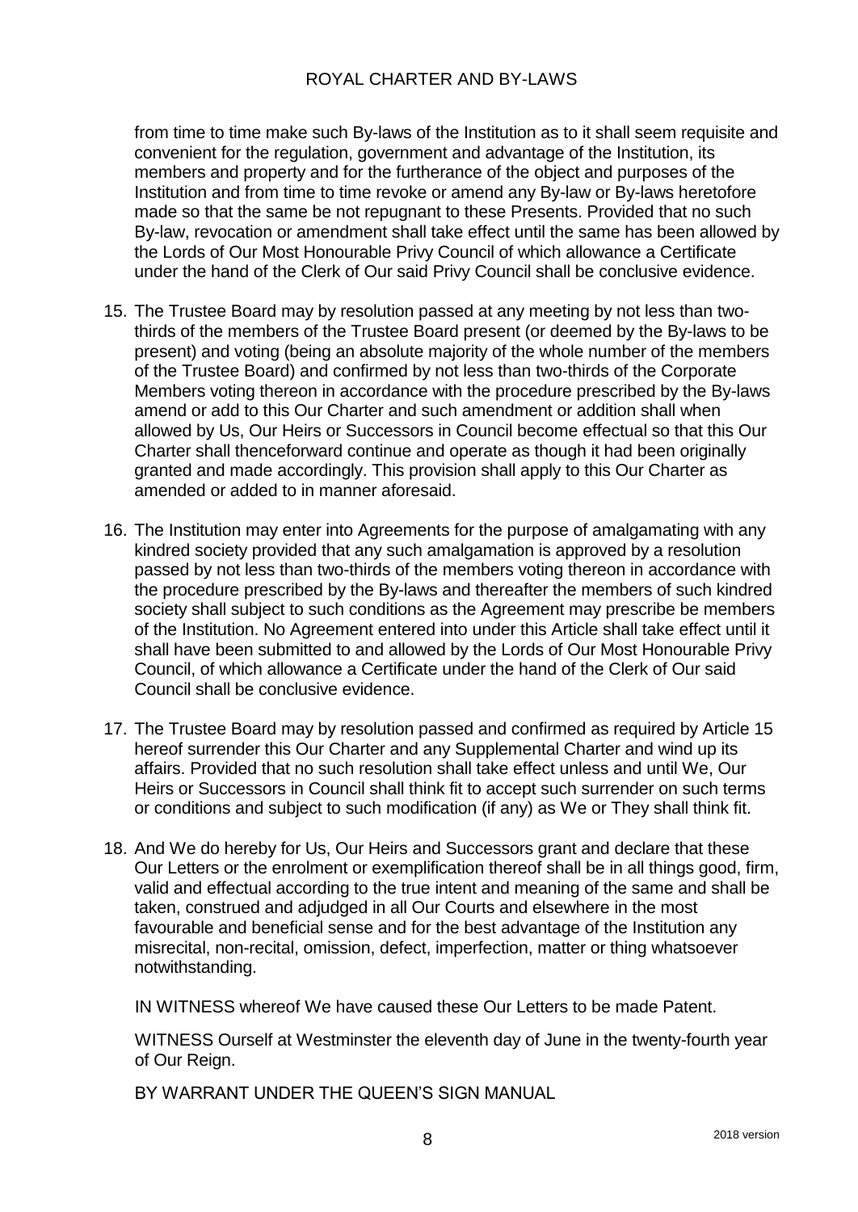from time to time make such By-laws of the Institution as to it shall seem requisite and convenient for the regulation, government and advantage of the Institution, its members and property and for the furtherance of the object and purposes of the Institution and from time to time revoke or amend any By-law or By-laws heretofore made so that the same be not repugnant to these Presents. Provided that no such By-law, revocation or amendment shall take effect until the same has been allowed by the Lords of Our Most Honourable Privy Council of which allowance a Certificate under the hand of the Clerk of Our said Privy Council shall be conclusive evidence.

15. The Trustee Board may by resolution passed at any meeting by not less than two-thirds of the members of the Trustee Board present (or deemed by the By-laws to be present) and voting (being an absolute majority of the whole number of the members of the Trustee Board) and confirmed by not less than two-thirds of the Corporate Members voting thereon in accordance with the procedure prescribed by the By-laws amend or add to this Our Charter and such amendment or addition shall when allowed by Us, Our Heirs or Successors in Council become effectual so that this Our Charter shall thenceforward continue and operate as though it had been originally granted and made accordingly. This provision shall apply to this Our Charter as amended or added to in manner aforesaid.

16. The Institution may enter into Agreements for the purpose of amalgamating with any kindred society provided that any such amalgamation is approved by a resolution passed by not less than two-thirds of the members voting thereon in accordance with the procedure prescribed by the By-laws and thereafter the members of such kindred society shall subject to such conditions as the Agreement may prescribe be members of the Institution. No Agreement entered into under this Article shall take effect until it shall have been submitted to and allowed by the Lords of Our Most Honourable Privy Council, of which allowance a Certificate under the hand of the Clerk of Our said Council shall be conclusive evidence.

17. The Trustee Board may by resolution passed and confirmed as required by Article 15 hereof surrender this Our Charter and any Supplemental Charter and wind up its affairs. Provided that no such resolution shall take effect unless and until We, Our Heirs or Successors in Council shall think fit to accept such surrender on such terms or conditions and subject to such modification (if any) as We or They shall think fit.

18. And We do hereby for Us, Our Heirs and Successors grant and declare that these Our Letters or the enrolment or exemplification thereof shall be in all things good, firm, valid and effectual according to the true intent and meaning of the same and shall be taken, construed and adjudged in all Our Courts and elsewhere in the most favourable and beneficial sense and for the best advantage of the Institution any misrecital, non-recital, omission, defect, imperfection, matter or thing whatsoever notwithstanding.

IN WITNESS whereof We have caused these Our Letters to be made Patent.

WITNESS Ourself at Westminster the eleventh day of June in the twenty-fourth year of Our Reign.

BY WARRANT UNDER THE QUEEN'S SIGN MANUAL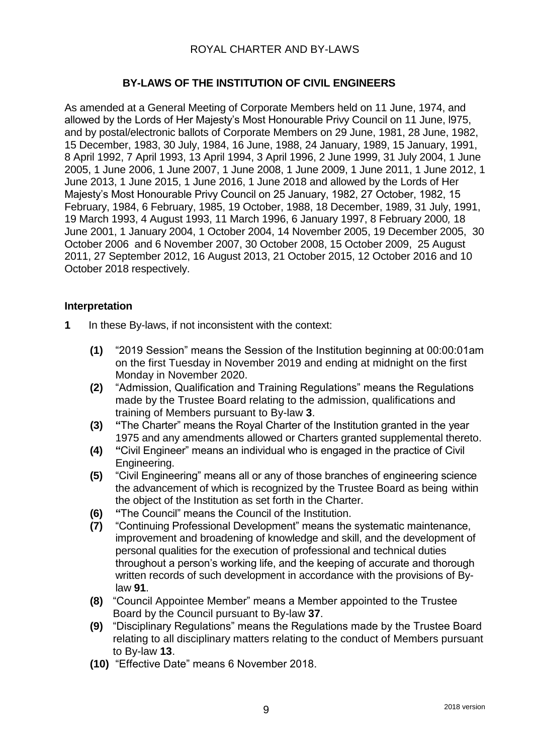## BY-LAWS OF THE INSTITUTION OF CIVIL ENGINEERS

As amended at a General Meeting of Corporate Members held on 11 June, 1974, and allowed by the Lords of Her Majesty's Most Honourable Privy Council on 11 June, l975, and by postal/electronic ballots of Corporate Members on 29 June, 1981, 28 June, 1982, 15 December, 1983, 30 July, 1984, 16 June, 1988, 24 January, 1989, 15 January, 1991, 8 April 1992, 7 April 1993, 13 April 1994, 3 April 1996, 2 June 1999, 31 July 2004, 1 June 2005, 1 June 2006, 1 June 2007, 1 June 2008, 1 June 2009, 1 June 2011, 1 June 2012, 1 June 2013, 1 June 2015, 1 June 2016, 1 June 2018 and allowed by the Lords of Her Majesty's Most Honourable Privy Council on 25 January, 1982, 27 October, 1982, 15 February, 1984, 6 February, 1985, 19 October, 1988, 18 December, 1989, 31 July, 1991, 19 March 1993, 4 August 1993, 11 March 1996, 6 January 1997, 8 February 2000, 18 June 2001, 1 January 2004, 1 October 2004, 14 November 2005, 19 December 2005, 30 October 2006 and 6 November 2007, 30 October 2008, 15 October 2009, 25 August 2011, 27 September 2012, 16 August 2013, 21 October 2015, 12 October 2016 and 10 October 2018 respectively.

### Interpretation

**1** In these By-laws, if not inconsistent with the context:

- **(1)** "2019 Session" means the Session of the Institution beginning at 00:00:01am on the first Tuesday in November 2019 and ending at midnight on the first Monday in November 2020.
- **(2)** "Admission, Qualification and Training Regulations" means the Regulations made by the Trustee Board relating to the admission, qualifications and training of Members pursuant to By-law **3**.
- **(3)** "The Charter" means the Royal Charter of the Institution granted in the year 1975 and any amendments allowed or Charters granted supplemental thereto.
- **(4)** "Civil Engineer" means an individual who is engaged in the practice of Civil Engineering.
- **(5)** "Civil Engineering" means all or any of those branches of engineering science the advancement of which is recognized by the Trustee Board as being within the object of the Institution as set forth in the Charter.
- **(6)** "The Council" means the Council of the Institution.
- **(7)** "Continuing Professional Development" means the systematic maintenance, improvement and broadening of knowledge and skill, and the development of personal qualities for the execution of professional and technical duties throughout a person's working life, and the keeping of accurate and thorough written records of such development in accordance with the provisions of By-law **91**.
- **(8)** "Council Appointee Member" means a Member appointed to the Trustee Board by the Council pursuant to By-law **37**.
- **(9)** "Disciplinary Regulations" means the Regulations made by the Trustee Board relating to all disciplinary matters relating to the conduct of Members pursuant to By-law **13**.
- **(10)** "Effective Date" means 6 November 2018.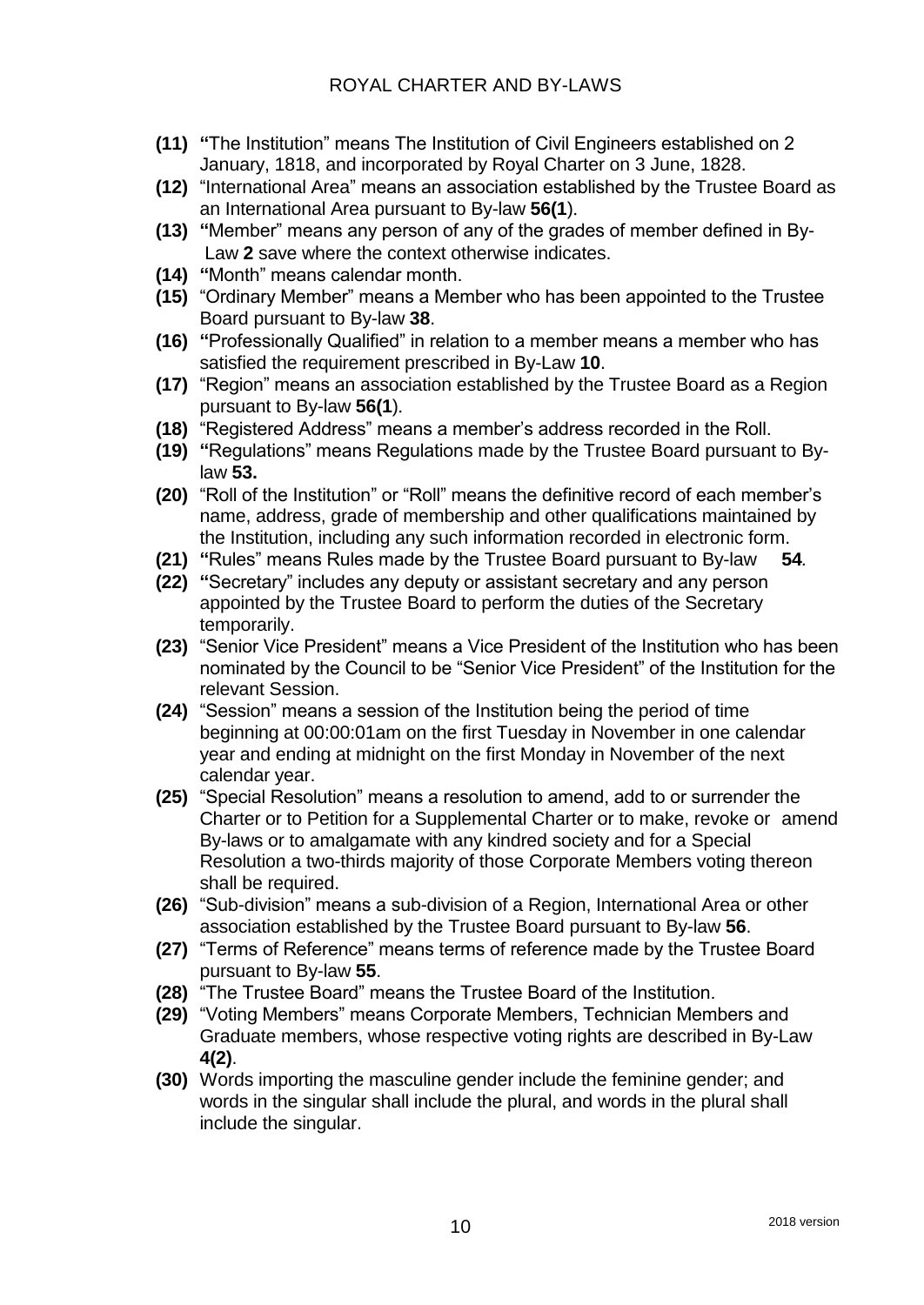**(11)** "The Institution" means The Institution of Civil Engineers established on 2 January, 1818, and incorporated by Royal Charter on 3 June, 1828.

**(12)** "International Area" means an association established by the Trustee Board as an International Area pursuant to By-law **56(1**).

**(13)** "Member" means any person of any of the grades of member defined in By-Law **2** save where the context otherwise indicates.

**(14)** "Month" means calendar month.

**(15)** "Ordinary Member" means a Member who has been appointed to the Trustee Board pursuant to By-law **38**.

**(16)** "Professionally Qualified" in relation to a member means a member who has satisfied the requirement prescribed in By-Law **10**.

**(17)** "Region" means an association established by the Trustee Board as a Region pursuant to By-law **56(1**).

**(18)** "Registered Address" means a member's address recorded in the Roll.

**(19)** "Regulations" means Regulations made by the Trustee Board pursuant to By-law **53.**

**(20)** "Roll of the Institution" or "Roll" means the definitive record of each member's name, address, grade of membership and other qualifications maintained by the Institution, including any such information recorded in electronic form.

**(21)** "Rules" means Rules made by the Trustee Board pursuant to By-law **54**.

**(22)** "Secretary" includes any deputy or assistant secretary and any person appointed by the Trustee Board to perform the duties of the Secretary temporarily.

**(23)** "Senior Vice President" means a Vice President of the Institution who has been nominated by the Council to be "Senior Vice President" of the Institution for the relevant Session.

**(24)** "Session" means a session of the Institution being the period of time beginning at 00:00:01am on the first Tuesday in November in one calendar year and ending at midnight on the first Monday in November of the next calendar year.

**(25)** "Special Resolution" means a resolution to amend, add to or surrender the Charter or to Petition for a Supplemental Charter or to make, revoke or amend By-laws or to amalgamate with any kindred society and for a Special Resolution a two-thirds majority of those Corporate Members voting thereon shall be required.

**(26)** "Sub-division" means a sub-division of a Region, International Area or other association established by the Trustee Board pursuant to By-law **56**.

**(27)** "Terms of Reference" means terms of reference made by the Trustee Board pursuant to By-law **55**.

**(28)** "The Trustee Board" means the Trustee Board of the Institution.

**(29)** "Voting Members" means Corporate Members, Technician Members and Graduate members, whose respective voting rights are described in By-Law **4(2)**.

**(30)** Words importing the masculine gender include the feminine gender; and words in the singular shall include the plural, and words in the plural shall include the singular.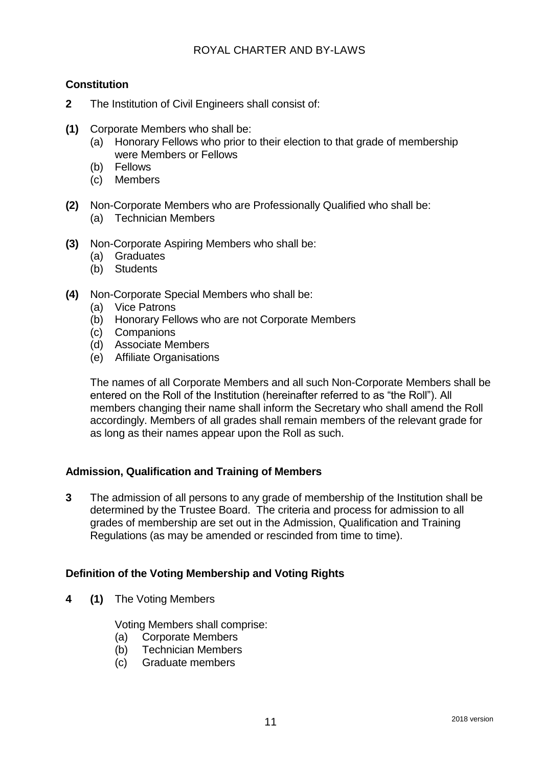## Constitution

**2** The Institution of Civil Engineers shall consist of:

**(1)** Corporate Members who shall be:
- (a) Honorary Fellows who prior to their election to that grade of membership were Members or Fellows
- (b) Fellows
- (c) Members

**(2)** Non-Corporate Members who are Professionally Qualified who shall be:
- (a) Technician Members

**(3)** Non-Corporate Aspiring Members who shall be:
- (a) Graduates
- (b) Students

**(4)** Non-Corporate Special Members who shall be:
- (a) Vice Patrons
- (b) Honorary Fellows who are not Corporate Members
- (c) Companions
- (d) Associate Members
- (e) Affiliate Organisations

The names of all Corporate Members and all such Non-Corporate Members shall be entered on the Roll of the Institution (hereinafter referred to as "the Roll"). All members changing their name shall inform the Secretary who shall amend the Roll accordingly. Members of all grades shall remain members of the relevant grade for as long as their names appear upon the Roll as such.

## Admission, Qualification and Training of Members

**3** The admission of all persons to any grade of membership of the Institution shall be determined by the Trustee Board. The criteria and process for admission to all grades of membership are set out in the Admission, Qualification and Training Regulations (as may be amended or rescinded from time to time).

## Definition of the Voting Membership and Voting Rights

**4** **(1)** The Voting Members

Voting Members shall comprise:
- (a) Corporate Members
- (b) Technician Members
- (c) Graduate members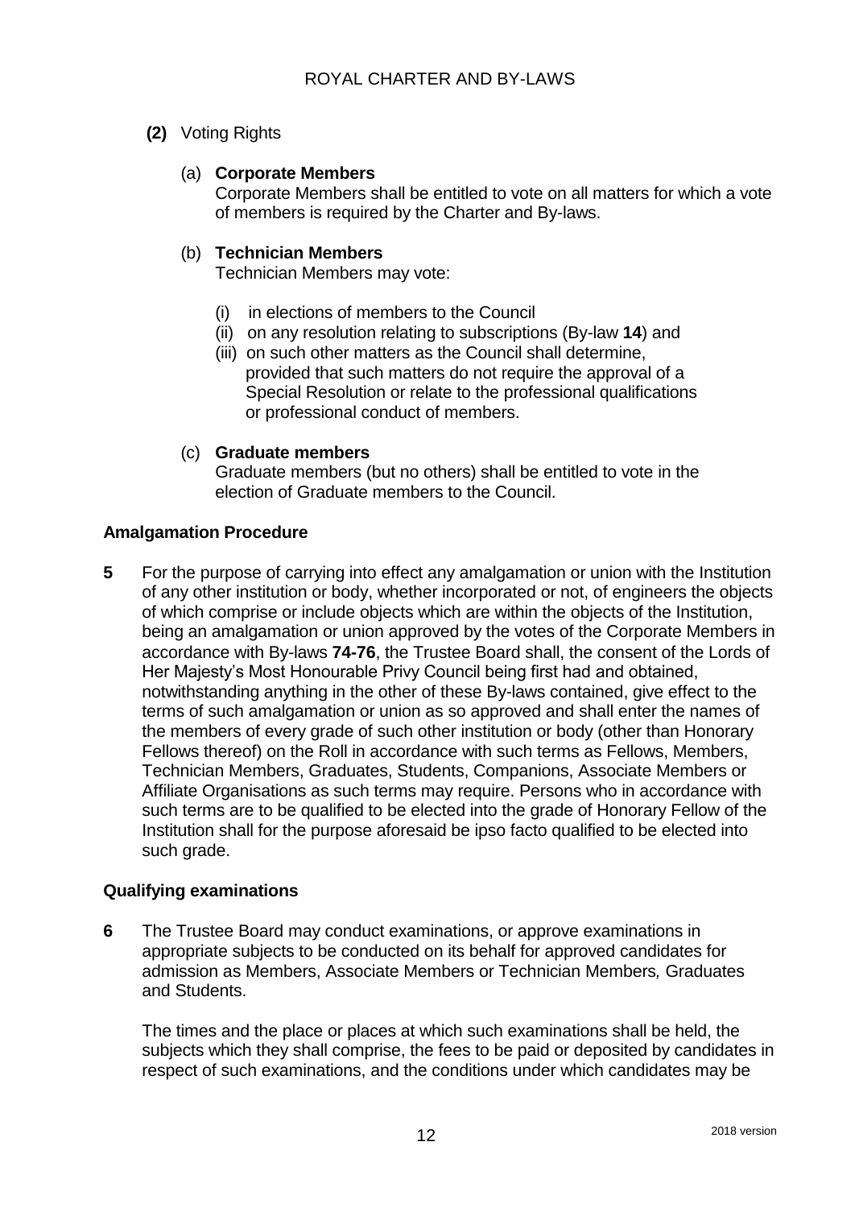**(2)** Voting Rights

(a) **Corporate Members**
Corporate Members shall be entitled to vote on all matters for which a vote of members is required by the Charter and By-laws.

(b) **Technician Members**
Technician Members may vote:

(i) in elections of members to the Council
(ii) on any resolution relating to subscriptions (By-law **14**) and
(iii) on such other matters as the Council shall determine, provided that such matters do not require the approval of a Special Resolution or relate to the professional qualifications or professional conduct of members.

(c) **Graduate members**
Graduate members (but no others) shall be entitled to vote in the election of Graduate members to the Council.

**Amalgamation Procedure**

**5** For the purpose of carrying into effect any amalgamation or union with the Institution of any other institution or body, whether incorporated or not, of engineers the objects of which comprise or include objects which are within the objects of the Institution, being an amalgamation or union approved by the votes of the Corporate Members in accordance with By-laws **74-76**, the Trustee Board shall, the consent of the Lords of Her Majesty's Most Honourable Privy Council being first had and obtained, notwithstanding anything in the other of these By-laws contained, give effect to the terms of such amalgamation or union as so approved and shall enter the names of the members of every grade of such other institution or body (other than Honorary Fellows thereof) on the Roll in accordance with such terms as Fellows, Members, Technician Members, Graduates, Students, Companions, Associate Members or Affiliate Organisations as such terms may require. Persons who in accordance with such terms are to be qualified to be elected into the grade of Honorary Fellow of the Institution shall for the purpose aforesaid be ipso facto qualified to be elected into such grade.

**Qualifying examinations**

**6** The Trustee Board may conduct examinations, or approve examinations in appropriate subjects to be conducted on its behalf for approved candidates for admission as Members, Associate Members or Technician Members*,* Graduates and Students.

The times and the place or places at which such examinations shall be held, the subjects which they shall comprise, the fees to be paid or deposited by candidates in respect of such examinations, and the conditions under which candidates may be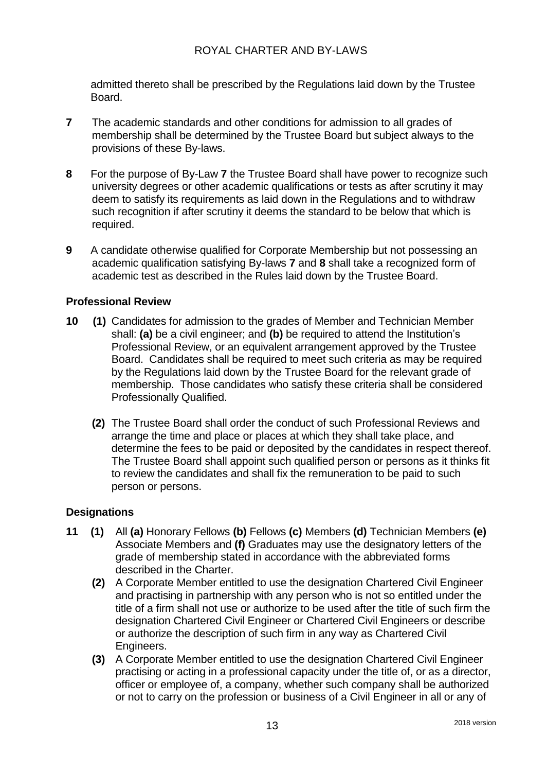admitted thereto shall be prescribed by the Regulations laid down by the Trustee Board.

**7** The academic standards and other conditions for admission to all grades of membership shall be determined by the Trustee Board but subject always to the provisions of these By-laws.

**8** For the purpose of By-Law **7** the Trustee Board shall have power to recognize such university degrees or other academic qualifications or tests as after scrutiny it may deem to satisfy its requirements as laid down in the Regulations and to withdraw such recognition if after scrutiny it deems the standard to be below that which is required.

**9** A candidate otherwise qualified for Corporate Membership but not possessing an academic qualification satisfying By-laws **7** and **8** shall take a recognized form of academic test as described in the Rules laid down by the Trustee Board.

### Professional Review

**10** **(1)** Candidates for admission to the grades of Member and Technician Member shall: **(a)** be a civil engineer; and **(b)** be required to attend the Institution's Professional Review, or an equivalent arrangement approved by the Trustee Board. Candidates shall be required to meet such criteria as may be required by the Regulations laid down by the Trustee Board for the relevant grade of membership. Those candidates who satisfy these criteria shall be considered Professionally Qualified.

**(2)** The Trustee Board shall order the conduct of such Professional Reviews and arrange the time and place or places at which they shall take place, and determine the fees to be paid or deposited by the candidates in respect thereof. The Trustee Board shall appoint such qualified person or persons as it thinks fit to review the candidates and shall fix the remuneration to be paid to such person or persons.

### Designations

**11** **(1)** All **(a)** Honorary Fellows **(b)** Fellows **(c)** Members **(d)** Technician Members **(e)** Associate Members and **(f)** Graduates may use the designatory letters of the grade of membership stated in accordance with the abbreviated forms described in the Charter.

**(2)** A Corporate Member entitled to use the designation Chartered Civil Engineer and practising in partnership with any person who is not so entitled under the title of a firm shall not use or authorize to be used after the title of such firm the designation Chartered Civil Engineer or Chartered Civil Engineers or describe or authorize the description of such firm in any way as Chartered Civil Engineers.

**(3)** A Corporate Member entitled to use the designation Chartered Civil Engineer practising or acting in a professional capacity under the title of, or as a director, officer or employee of, a company, whether such company shall be authorized or not to carry on the profession or business of a Civil Engineer in all or any of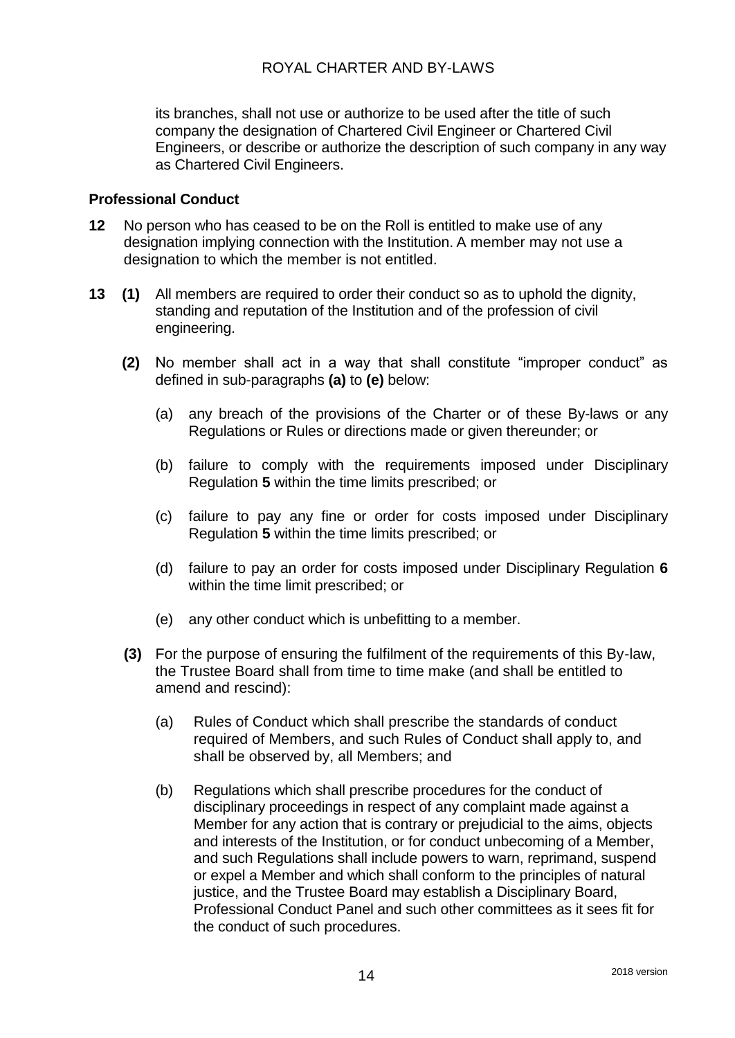its branches, shall not use or authorize to be used after the title of such company the designation of Chartered Civil Engineer or Chartered Civil Engineers, or describe or authorize the description of such company in any way as Chartered Civil Engineers.

**Professional Conduct**

**12** No person who has ceased to be on the Roll is entitled to make use of any designation implying connection with the Institution. A member may not use a designation to which the member is not entitled.

**13 (1)** All members are required to order their conduct so as to uphold the dignity, standing and reputation of the Institution and of the profession of civil engineering.

**(2)** No member shall act in a way that shall constitute "improper conduct" as defined in sub-paragraphs **(a)** to **(e)** below:

(a) any breach of the provisions of the Charter or of these By-laws or any Regulations or Rules or directions made or given thereunder; or

(b) failure to comply with the requirements imposed under Disciplinary Regulation **5** within the time limits prescribed; or

(c) failure to pay any fine or order for costs imposed under Disciplinary Regulation **5** within the time limits prescribed; or

(d) failure to pay an order for costs imposed under Disciplinary Regulation **6** within the time limit prescribed; or

(e) any other conduct which is unbefitting to a member.

**(3)** For the purpose of ensuring the fulfilment of the requirements of this By-law, the Trustee Board shall from time to time make (and shall be entitled to amend and rescind):

(a) Rules of Conduct which shall prescribe the standards of conduct required of Members, and such Rules of Conduct shall apply to, and shall be observed by, all Members; and

(b) Regulations which shall prescribe procedures for the conduct of disciplinary proceedings in respect of any complaint made against a Member for any action that is contrary or prejudicial to the aims, objects and interests of the Institution, or for conduct unbecoming of a Member, and such Regulations shall include powers to warn, reprimand, suspend or expel a Member and which shall conform to the principles of natural justice, and the Trustee Board may establish a Disciplinary Board, Professional Conduct Panel and such other committees as it sees fit for the conduct of such procedures.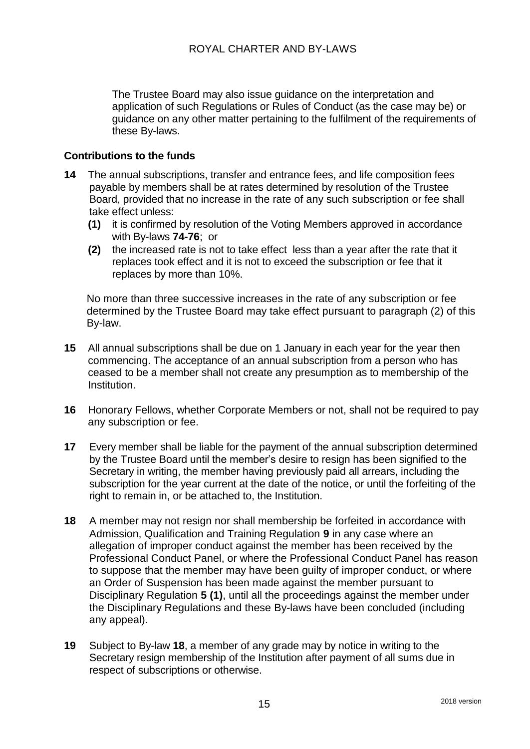The Trustee Board may also issue guidance on the interpretation and application of such Regulations or Rules of Conduct (as the case may be) or guidance on any other matter pertaining to the fulfilment of the requirements of these By-laws.

**Contributions to the funds**

**14** The annual subscriptions, transfer and entrance fees, and life composition fees payable by members shall be at rates determined by resolution of the Trustee Board, provided that no increase in the rate of any such subscription or fee shall take effect unless:

**(1)** it is confirmed by resolution of the Voting Members approved in accordance with By-laws **74-76**; or

**(2)** the increased rate is not to take effect less than a year after the rate that it replaces took effect and it is not to exceed the subscription or fee that it replaces by more than 10%.

No more than three successive increases in the rate of any subscription or fee determined by the Trustee Board may take effect pursuant to paragraph (2) of this By-law.

**15** All annual subscriptions shall be due on 1 January in each year for the year then commencing. The acceptance of an annual subscription from a person who has ceased to be a member shall not create any presumption as to membership of the Institution.

**16** Honorary Fellows, whether Corporate Members or not, shall not be required to pay any subscription or fee.

**17** Every member shall be liable for the payment of the annual subscription determined by the Trustee Board until the member's desire to resign has been signified to the Secretary in writing, the member having previously paid all arrears, including the subscription for the year current at the date of the notice, or until the forfeiting of the right to remain in, or be attached to, the Institution.

**18** A member may not resign nor shall membership be forfeited in accordance with Admission, Qualification and Training Regulation **9** in any case where an allegation of improper conduct against the member has been received by the Professional Conduct Panel, or where the Professional Conduct Panel has reason to suppose that the member may have been guilty of improper conduct, or where an Order of Suspension has been made against the member pursuant to Disciplinary Regulation **5 (1)**, until all the proceedings against the member under the Disciplinary Regulations and these By-laws have been concluded (including any appeal).

**19** Subject to By-law **18**, a member of any grade may by notice in writing to the Secretary resign membership of the Institution after payment of all sums due in respect of subscriptions or otherwise.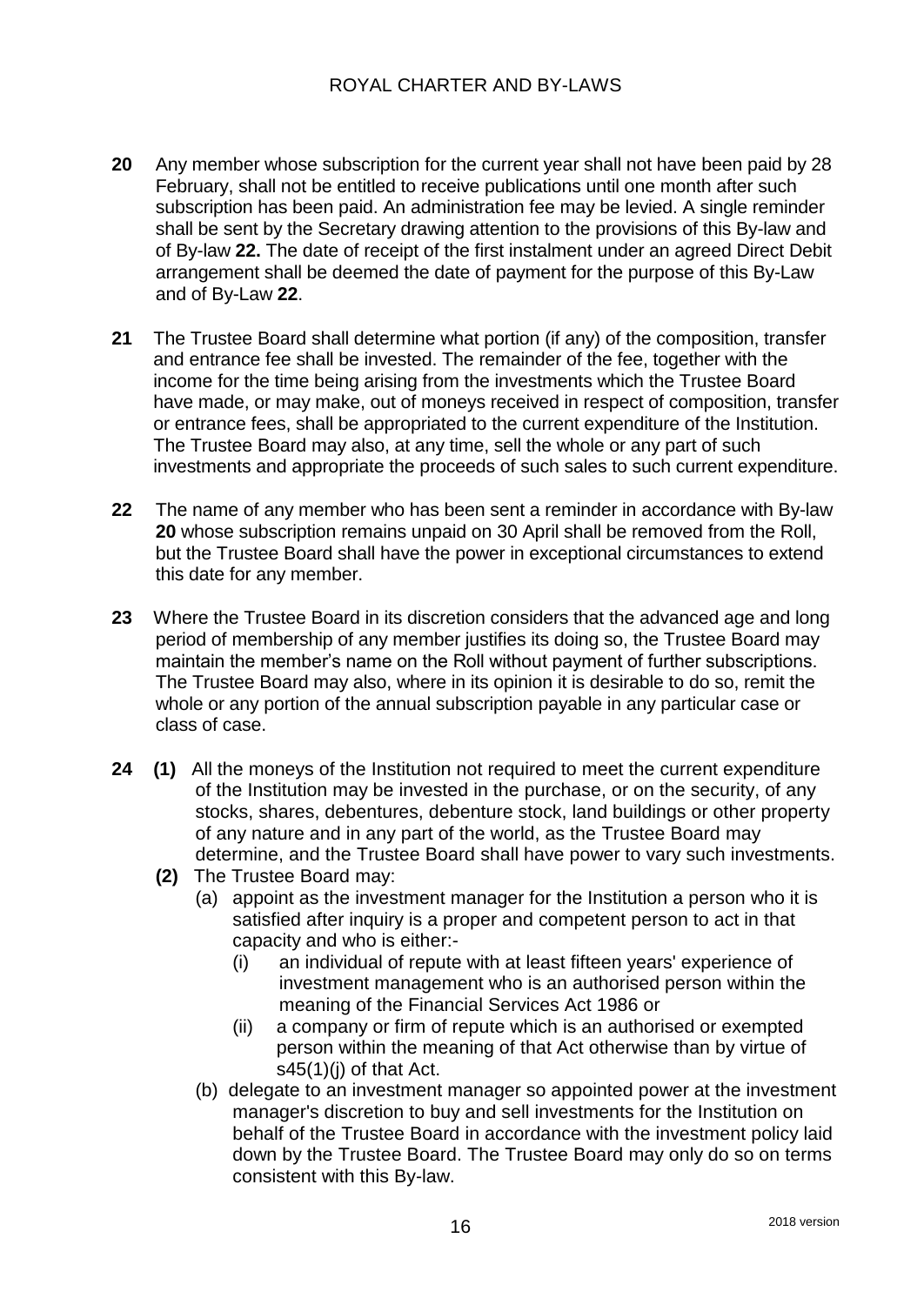**20** Any member whose subscription for the current year shall not have been paid by 28 February, shall not be entitled to receive publications until one month after such subscription has been paid. An administration fee may be levied. A single reminder shall be sent by the Secretary drawing attention to the provisions of this By-law and of By-law **22.** The date of receipt of the first instalment under an agreed Direct Debit arrangement shall be deemed the date of payment for the purpose of this By-Law and of By-Law **22**.

**21** The Trustee Board shall determine what portion (if any) of the composition, transfer and entrance fee shall be invested. The remainder of the fee, together with the income for the time being arising from the investments which the Trustee Board have made, or may make, out of moneys received in respect of composition, transfer or entrance fees, shall be appropriated to the current expenditure of the Institution. The Trustee Board may also, at any time, sell the whole or any part of such investments and appropriate the proceeds of such sales to such current expenditure.

**22** The name of any member who has been sent a reminder in accordance with By-law **20** whose subscription remains unpaid on 30 April shall be removed from the Roll, but the Trustee Board shall have the power in exceptional circumstances to extend this date for any member.

**23** Where the Trustee Board in its discretion considers that the advanced age and long period of membership of any member justifies its doing so, the Trustee Board may maintain the member's name on the Roll without payment of further subscriptions. The Trustee Board may also, where in its opinion it is desirable to do so, remit the whole or any portion of the annual subscription payable in any particular case or class of case.

**24** **(1)** All the moneys of the Institution not required to meet the current expenditure of the Institution may be invested in the purchase, or on the security, of any stocks, shares, debentures, debenture stock, land buildings or other property of any nature and in any part of the world, as the Trustee Board may determine, and the Trustee Board shall have power to vary such investments.

**(2)** The Trustee Board may:

(a) appoint as the investment manager for the Institution a person who it is satisfied after inquiry is a proper and competent person to act in that capacity and who is either:-

(i) an individual of repute with at least fifteen years' experience of investment management who is an authorised person within the meaning of the Financial Services Act 1986 or

(ii) a company or firm of repute which is an authorised or exempted person within the meaning of that Act otherwise than by virtue of s45(1)(j) of that Act.

(b) delegate to an investment manager so appointed power at the investment manager's discretion to buy and sell investments for the Institution on behalf of the Trustee Board in accordance with the investment policy laid down by the Trustee Board. The Trustee Board may only do so on terms consistent with this By-law.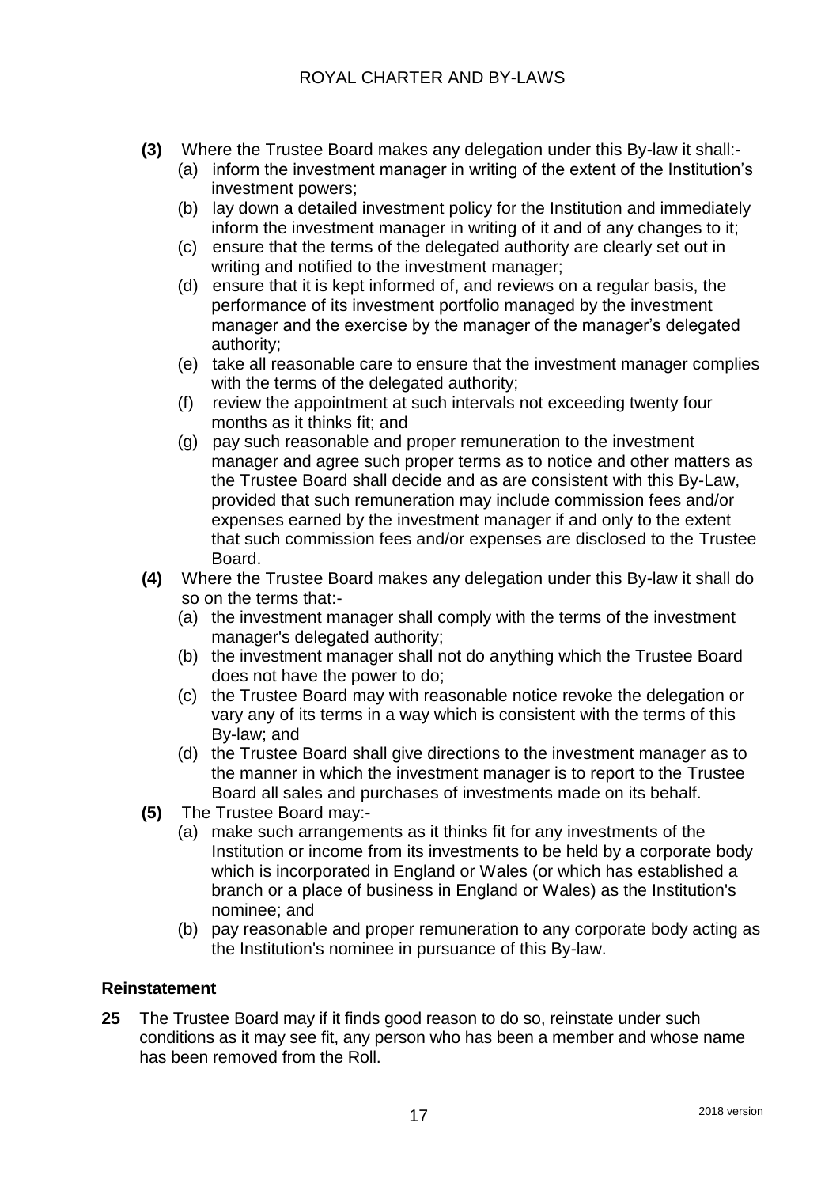**(3)** Where the Trustee Board makes any delegation under this By-law it shall:-

(a) inform the investment manager in writing of the extent of the Institution's investment powers;

(b) lay down a detailed investment policy for the Institution and immediately inform the investment manager in writing of it and of any changes to it;

(c) ensure that the terms of the delegated authority are clearly set out in writing and notified to the investment manager;

(d) ensure that it is kept informed of, and reviews on a regular basis, the performance of its investment portfolio managed by the investment manager and the exercise by the manager of the manager's delegated authority;

(e) take all reasonable care to ensure that the investment manager complies with the terms of the delegated authority;

(f) review the appointment at such intervals not exceeding twenty four months as it thinks fit; and

(g) pay such reasonable and proper remuneration to the investment manager and agree such proper terms as to notice and other matters as the Trustee Board shall decide and as are consistent with this By-Law, provided that such remuneration may include commission fees and/or expenses earned by the investment manager if and only to the extent that such commission fees and/or expenses are disclosed to the Trustee Board.

**(4)** Where the Trustee Board makes any delegation under this By-law it shall do so on the terms that:-

(a) the investment manager shall comply with the terms of the investment manager's delegated authority;

(b) the investment manager shall not do anything which the Trustee Board does not have the power to do;

(c) the Trustee Board may with reasonable notice revoke the delegation or vary any of its terms in a way which is consistent with the terms of this By-law; and

(d) the Trustee Board shall give directions to the investment manager as to the manner in which the investment manager is to report to the Trustee Board all sales and purchases of investments made on its behalf.

**(5)** The Trustee Board may:-

(a) make such arrangements as it thinks fit for any investments of the Institution or income from its investments to be held by a corporate body which is incorporated in England or Wales (or which has established a branch or a place of business in England or Wales) as the Institution's nominee; and

(b) pay reasonable and proper remuneration to any corporate body acting as the Institution's nominee in pursuance of this By-law.

**Reinstatement**

**25** The Trustee Board may if it finds good reason to do so, reinstate under such conditions as it may see fit, any person who has been a member and whose name has been removed from the Roll.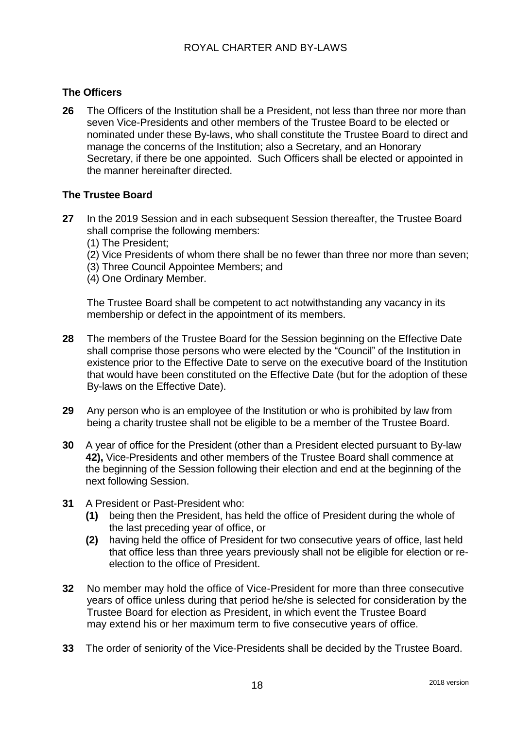## The Officers

**26** The Officers of the Institution shall be a President, not less than three nor more than seven Vice-Presidents and other members of the Trustee Board to be elected or nominated under these By-laws, who shall constitute the Trustee Board to direct and manage the concerns of the Institution; also a Secretary, and an Honorary Secretary, if there be one appointed. Such Officers shall be elected or appointed in the manner hereinafter directed.

## The Trustee Board

**27** In the 2019 Session and in each subsequent Session thereafter, the Trustee Board shall comprise the following members:

(1) The President;
(2) Vice Presidents of whom there shall be no fewer than three nor more than seven;
(3) Three Council Appointee Members; and
(4) One Ordinary Member.

The Trustee Board shall be competent to act notwithstanding any vacancy in its membership or defect in the appointment of its members.

**28** The members of the Trustee Board for the Session beginning on the Effective Date shall comprise those persons who were elected by the "Council" of the Institution in existence prior to the Effective Date to serve on the executive board of the Institution that would have been constituted on the Effective Date (but for the adoption of these By-laws on the Effective Date).

**29** Any person who is an employee of the Institution or who is prohibited by law from being a charity trustee shall not be eligible to be a member of the Trustee Board.

**30** A year of office for the President (other than a President elected pursuant to By-law **42),** Vice-Presidents and other members of the Trustee Board shall commence at the beginning of the Session following their election and end at the beginning of the next following Session.

**31** A President or Past-President who:

**(1)** being then the President, has held the office of President during the whole of the last preceding year of office, or

**(2)** having held the office of President for two consecutive years of office, last held that office less than three years previously shall not be eligible for election or re-election to the office of President.

**32** No member may hold the office of Vice-President for more than three consecutive years of office unless during that period he/she is selected for consideration by the Trustee Board for election as President, in which event the Trustee Board may extend his or her maximum term to five consecutive years of office.

**33** The order of seniority of the Vice-Presidents shall be decided by the Trustee Board.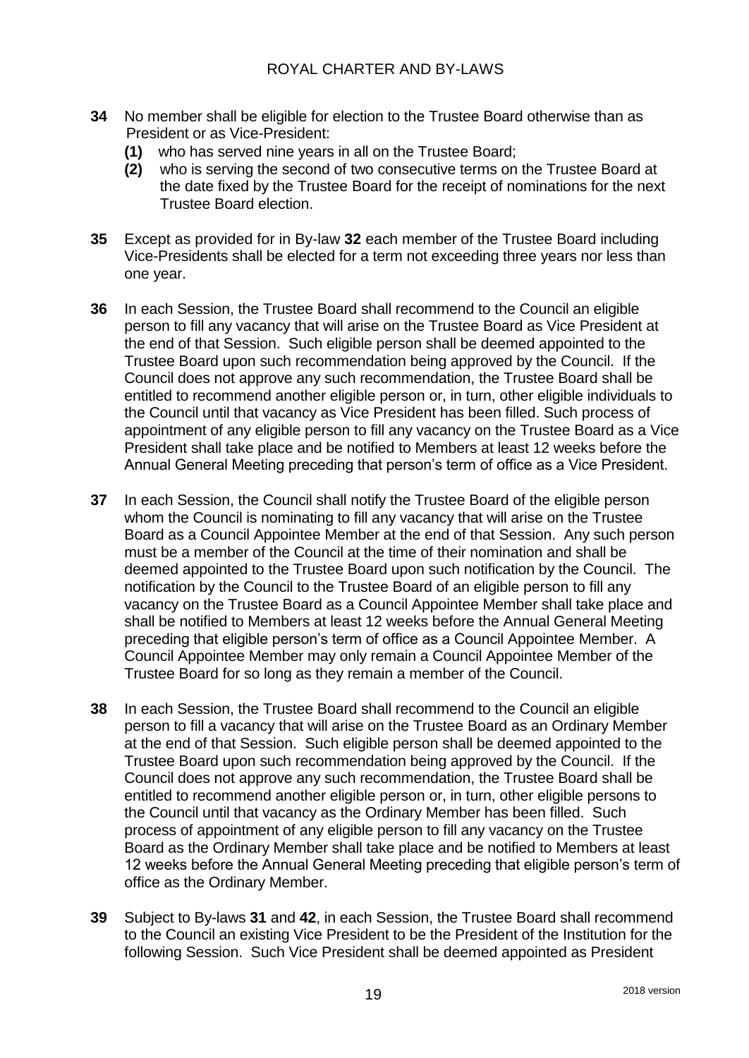**34** No member shall be eligible for election to the Trustee Board otherwise than as President or as Vice-President:

**(1)** who has served nine years in all on the Trustee Board;

**(2)** who is serving the second of two consecutive terms on the Trustee Board at the date fixed by the Trustee Board for the receipt of nominations for the next Trustee Board election.

**35** Except as provided for in By-law **32** each member of the Trustee Board including Vice-Presidents shall be elected for a term not exceeding three years nor less than one year.

**36** In each Session, the Trustee Board shall recommend to the Council an eligible person to fill any vacancy that will arise on the Trustee Board as Vice President at the end of that Session. Such eligible person shall be deemed appointed to the Trustee Board upon such recommendation being approved by the Council. If the Council does not approve any such recommendation, the Trustee Board shall be entitled to recommend another eligible person or, in turn, other eligible individuals to the Council until that vacancy as Vice President has been filled. Such process of appointment of any eligible person to fill any vacancy on the Trustee Board as a Vice President shall take place and be notified to Members at least 12 weeks before the Annual General Meeting preceding that person's term of office as a Vice President.

**37** In each Session, the Council shall notify the Trustee Board of the eligible person whom the Council is nominating to fill any vacancy that will arise on the Trustee Board as a Council Appointee Member at the end of that Session. Any such person must be a member of the Council at the time of their nomination and shall be deemed appointed to the Trustee Board upon such notification by the Council. The notification by the Council to the Trustee Board of an eligible person to fill any vacancy on the Trustee Board as a Council Appointee Member shall take place and shall be notified to Members at least 12 weeks before the Annual General Meeting preceding that eligible person's term of office as a Council Appointee Member. A Council Appointee Member may only remain a Council Appointee Member of the Trustee Board for so long as they remain a member of the Council.

**38** In each Session, the Trustee Board shall recommend to the Council an eligible person to fill a vacancy that will arise on the Trustee Board as an Ordinary Member at the end of that Session. Such eligible person shall be deemed appointed to the Trustee Board upon such recommendation being approved by the Council. If the Council does not approve any such recommendation, the Trustee Board shall be entitled to recommend another eligible person or, in turn, other eligible persons to the Council until that vacancy as the Ordinary Member has been filled. Such process of appointment of any eligible person to fill any vacancy on the Trustee Board as the Ordinary Member shall take place and be notified to Members at least 12 weeks before the Annual General Meeting preceding that eligible person's term of office as the Ordinary Member.

**39** Subject to By-laws **31** and **42**, in each Session, the Trustee Board shall recommend to the Council an existing Vice President to be the President of the Institution for the following Session. Such Vice President shall be deemed appointed as President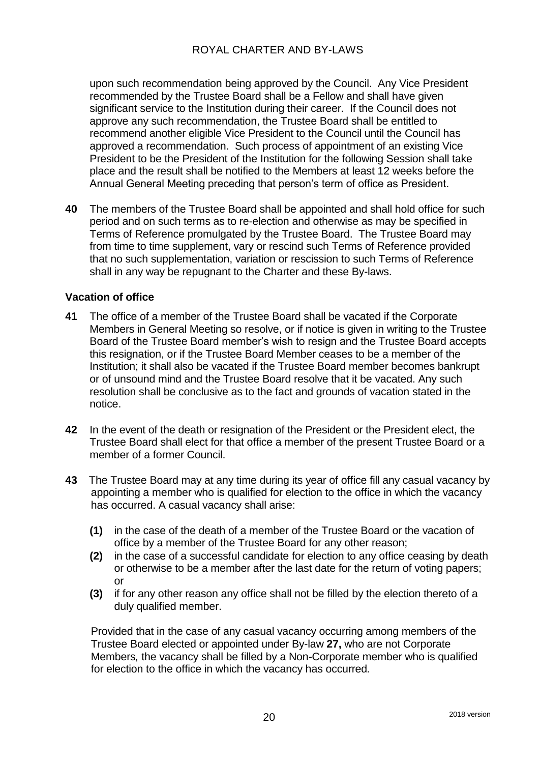upon such recommendation being approved by the Council. Any Vice President recommended by the Trustee Board shall be a Fellow and shall have given significant service to the Institution during their career. If the Council does not approve any such recommendation, the Trustee Board shall be entitled to recommend another eligible Vice President to the Council until the Council has approved a recommendation. Such process of appointment of an existing Vice President to be the President of the Institution for the following Session shall take place and the result shall be notified to the Members at least 12 weeks before the Annual General Meeting preceding that person's term of office as President.

**40** The members of the Trustee Board shall be appointed and shall hold office for such period and on such terms as to re-election and otherwise as may be specified in Terms of Reference promulgated by the Trustee Board. The Trustee Board may from time to time supplement, vary or rescind such Terms of Reference provided that no such supplementation, variation or rescission to such Terms of Reference shall in any way be repugnant to the Charter and these By-laws.

### Vacation of office

**41** The office of a member of the Trustee Board shall be vacated if the Corporate Members in General Meeting so resolve, or if notice is given in writing to the Trustee Board of the Trustee Board member's wish to resign and the Trustee Board accepts this resignation, or if the Trustee Board Member ceases to be a member of the Institution; it shall also be vacated if the Trustee Board member becomes bankrupt or of unsound mind and the Trustee Board resolve that it be vacated. Any such resolution shall be conclusive as to the fact and grounds of vacation stated in the notice.

**42** In the event of the death or resignation of the President or the President elect, the Trustee Board shall elect for that office a member of the present Trustee Board or a member of a former Council.

**43** The Trustee Board may at any time during its year of office fill any casual vacancy by appointing a member who is qualified for election to the office in which the vacancy has occurred. A casual vacancy shall arise:

- **(1)** in the case of the death of a member of the Trustee Board or the vacation of office by a member of the Trustee Board for any other reason;
- **(2)** in the case of a successful candidate for election to any office ceasing by death or otherwise to be a member after the last date for the return of voting papers; or
- **(3)** if for any other reason any office shall not be filled by the election thereto of a duly qualified member.

Provided that in the case of any casual vacancy occurring among members of the Trustee Board elected or appointed under By-law **27,** who are not Corporate Members*,* the vacancy shall be filled by a Non-Corporate member who is qualified for election to the office in which the vacancy has occurred.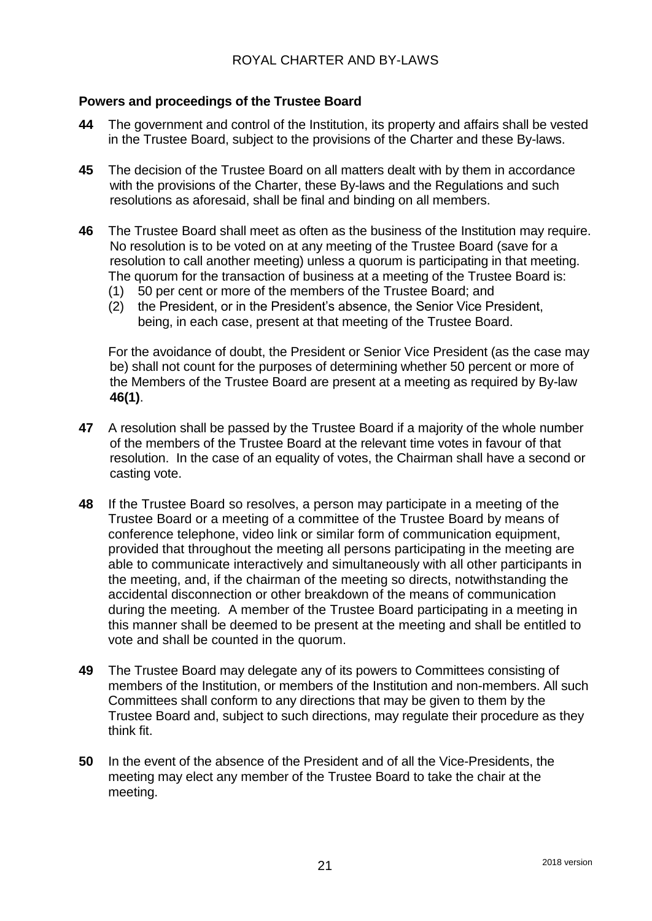## Powers and proceedings of the Trustee Board

**44** The government and control of the Institution, its property and affairs shall be vested in the Trustee Board, subject to the provisions of the Charter and these By-laws.

**45** The decision of the Trustee Board on all matters dealt with by them in accordance with the provisions of the Charter, these By-laws and the Regulations and such resolutions as aforesaid, shall be final and binding on all members.

**46** The Trustee Board shall meet as often as the business of the Institution may require. No resolution is to be voted on at any meeting of the Trustee Board (save for a resolution to call another meeting) unless a quorum is participating in that meeting. The quorum for the transaction of business at a meeting of the Trustee Board is:

(1) 50 per cent or more of the members of the Trustee Board; and

(2) the President, or in the President's absence, the Senior Vice President, being, in each case, present at that meeting of the Trustee Board.

For the avoidance of doubt, the President or Senior Vice President (as the case may be) shall not count for the purposes of determining whether 50 percent or more of the Members of the Trustee Board are present at a meeting as required by By-law **46(1)**.

**47** A resolution shall be passed by the Trustee Board if a majority of the whole number of the members of the Trustee Board at the relevant time votes in favour of that resolution. In the case of an equality of votes, the Chairman shall have a second or casting vote.

**48** If the Trustee Board so resolves, a person may participate in a meeting of the Trustee Board or a meeting of a committee of the Trustee Board by means of conference telephone, video link or similar form of communication equipment, provided that throughout the meeting all persons participating in the meeting are able to communicate interactively and simultaneously with all other participants in the meeting, and, if the chairman of the meeting so directs, notwithstanding the accidental disconnection or other breakdown of the means of communication during the meeting. A member of the Trustee Board participating in a meeting in this manner shall be deemed to be present at the meeting and shall be entitled to vote and shall be counted in the quorum.

**49** The Trustee Board may delegate any of its powers to Committees consisting of members of the Institution, or members of the Institution and non-members. All such Committees shall conform to any directions that may be given to them by the Trustee Board and, subject to such directions, may regulate their procedure as they think fit.

**50** In the event of the absence of the President and of all the Vice-Presidents, the meeting may elect any member of the Trustee Board to take the chair at the meeting.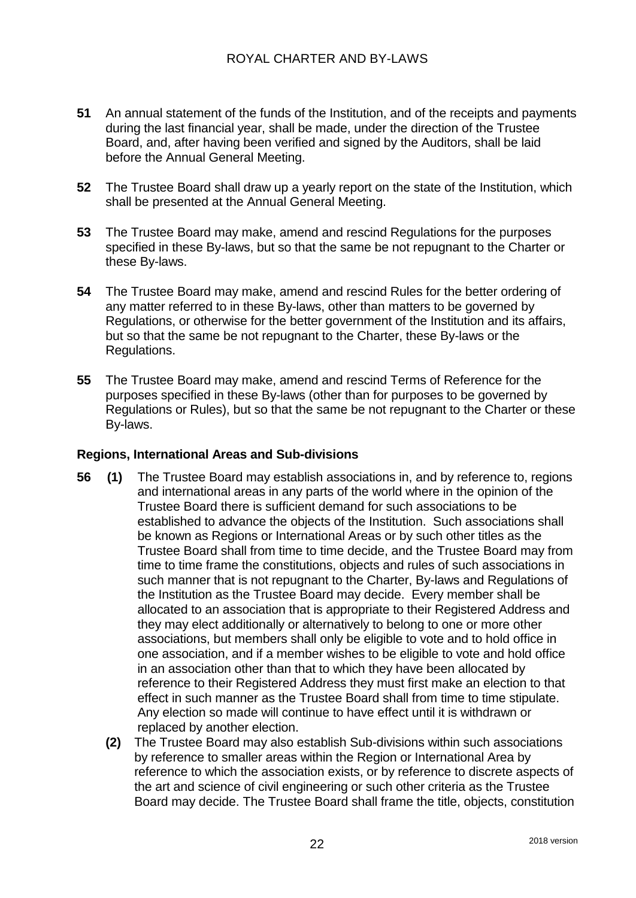**51** An annual statement of the funds of the Institution, and of the receipts and payments during the last financial year, shall be made, under the direction of the Trustee Board, and, after having been verified and signed by the Auditors, shall be laid before the Annual General Meeting.

**52** The Trustee Board shall draw up a yearly report on the state of the Institution, which shall be presented at the Annual General Meeting.

**53** The Trustee Board may make, amend and rescind Regulations for the purposes specified in these By-laws, but so that the same be not repugnant to the Charter or these By-laws.

**54** The Trustee Board may make, amend and rescind Rules for the better ordering of any matter referred to in these By-laws, other than matters to be governed by Regulations, or otherwise for the better government of the Institution and its affairs, but so that the same be not repugnant to the Charter, these By-laws or the Regulations.

**55** The Trustee Board may make, amend and rescind Terms of Reference for the purposes specified in these By-laws (other than for purposes to be governed by Regulations or Rules), but so that the same be not repugnant to the Charter or these By-laws.

### Regions, International Areas and Sub-divisions

**56** **(1)** The Trustee Board may establish associations in, and by reference to, regions and international areas in any parts of the world where in the opinion of the Trustee Board there is sufficient demand for such associations to be established to advance the objects of the Institution. Such associations shall be known as Regions or International Areas or by such other titles as the Trustee Board shall from time to time decide, and the Trustee Board may from time to time frame the constitutions, objects and rules of such associations in such manner that is not repugnant to the Charter, By-laws and Regulations of the Institution as the Trustee Board may decide. Every member shall be allocated to an association that is appropriate to their Registered Address and they may elect additionally or alternatively to belong to one or more other associations, but members shall only be eligible to vote and to hold office in one association, and if a member wishes to be eligible to vote and hold office in an association other than that to which they have been allocated by reference to their Registered Address they must first make an election to that effect in such manner as the Trustee Board shall from time to time stipulate. Any election so made will continue to have effect until it is withdrawn or replaced by another election.

**(2)** The Trustee Board may also establish Sub-divisions within such associations by reference to smaller areas within the Region or International Area by reference to which the association exists, or by reference to discrete aspects of the art and science of civil engineering or such other criteria as the Trustee Board may decide. The Trustee Board shall frame the title, objects, constitution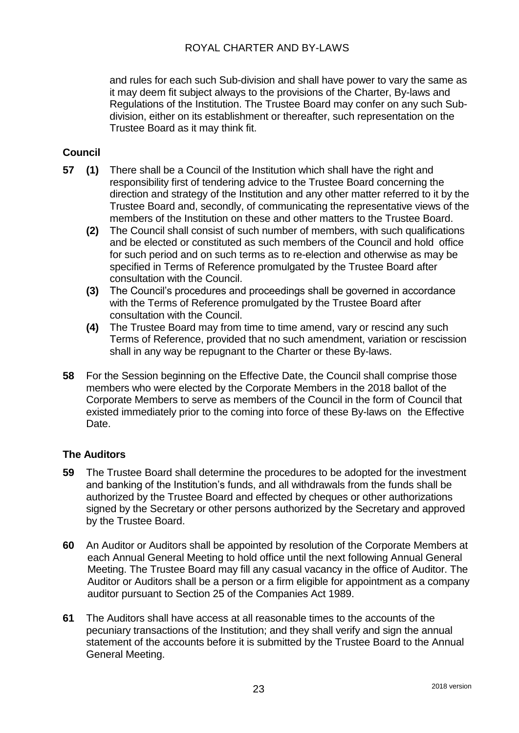and rules for each such Sub-division and shall have power to vary the same as it may deem fit subject always to the provisions of the Charter, By-laws and Regulations of the Institution. The Trustee Board may confer on any such Sub-division, either on its establishment or thereafter, such representation on the Trustee Board as it may think fit.

### Council

**57** **(1)** There shall be a Council of the Institution which shall have the right and responsibility first of tendering advice to the Trustee Board concerning the direction and strategy of the Institution and any other matter referred to it by the Trustee Board and, secondly, of communicating the representative views of the members of the Institution on these and other matters to the Trustee Board.

**(2)** The Council shall consist of such number of members, with such qualifications and be elected or constituted as such members of the Council and hold office for such period and on such terms as to re-election and otherwise as may be specified in Terms of Reference promulgated by the Trustee Board after consultation with the Council.

**(3)** The Council's procedures and proceedings shall be governed in accordance with the Terms of Reference promulgated by the Trustee Board after consultation with the Council.

**(4)** The Trustee Board may from time to time amend, vary or rescind any such Terms of Reference, provided that no such amendment, variation or rescission shall in any way be repugnant to the Charter or these By-laws.

**58** For the Session beginning on the Effective Date, the Council shall comprise those members who were elected by the Corporate Members in the 2018 ballot of the Corporate Members to serve as members of the Council in the form of Council that existed immediately prior to the coming into force of these By-laws on the Effective Date.

### The Auditors

**59** The Trustee Board shall determine the procedures to be adopted for the investment and banking of the Institution's funds, and all withdrawals from the funds shall be authorized by the Trustee Board and effected by cheques or other authorizations signed by the Secretary or other persons authorized by the Secretary and approved by the Trustee Board.

**60** An Auditor or Auditors shall be appointed by resolution of the Corporate Members at each Annual General Meeting to hold office until the next following Annual General Meeting. The Trustee Board may fill any casual vacancy in the office of Auditor. The Auditor or Auditors shall be a person or a firm eligible for appointment as a company auditor pursuant to Section 25 of the Companies Act 1989.

**61** The Auditors shall have access at all reasonable times to the accounts of the pecuniary transactions of the Institution; and they shall verify and sign the annual statement of the accounts before it is submitted by the Trustee Board to the Annual General Meeting.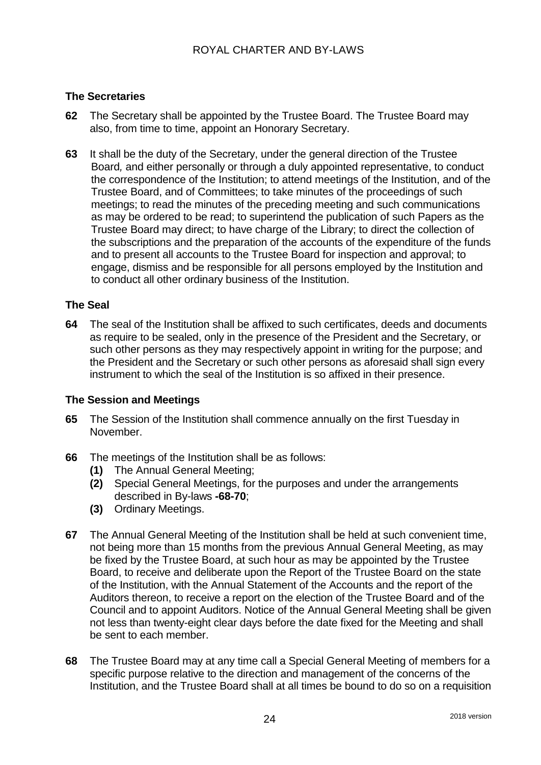## The Secretaries

**62** The Secretary shall be appointed by the Trustee Board. The Trustee Board may also, from time to time, appoint an Honorary Secretary.

**63** It shall be the duty of the Secretary, under the general direction of the Trustee Board, and either personally or through a duly appointed representative, to conduct the correspondence of the Institution; to attend meetings of the Institution, and of the Trustee Board, and of Committees; to take minutes of the proceedings of such meetings; to read the minutes of the preceding meeting and such communications as may be ordered to be read; to superintend the publication of such Papers as the Trustee Board may direct; to have charge of the Library; to direct the collection of the subscriptions and the preparation of the accounts of the expenditure of the funds and to present all accounts to the Trustee Board for inspection and approval; to engage, dismiss and be responsible for all persons employed by the Institution and to conduct all other ordinary business of the Institution.

## The Seal

**64** The seal of the Institution shall be affixed to such certificates, deeds and documents as require to be sealed, only in the presence of the President and the Secretary, or such other persons as they may respectively appoint in writing for the purpose; and the President and the Secretary or such other persons as aforesaid shall sign every instrument to which the seal of the Institution is so affixed in their presence.

## The Session and Meetings

**65** The Session of the Institution shall commence annually on the first Tuesday in November.

**66** The meetings of the Institution shall be as follows:

- **(1)** The Annual General Meeting;
- **(2)** Special General Meetings, for the purposes and under the arrangements described in By-laws **-68-70**;
- **(3)** Ordinary Meetings.

**67** The Annual General Meeting of the Institution shall be held at such convenient time, not being more than 15 months from the previous Annual General Meeting, as may be fixed by the Trustee Board, at such hour as may be appointed by the Trustee Board, to receive and deliberate upon the Report of the Trustee Board on the state of the Institution, with the Annual Statement of the Accounts and the report of the Auditors thereon, to receive a report on the election of the Trustee Board and of the Council and to appoint Auditors. Notice of the Annual General Meeting shall be given not less than twenty-eight clear days before the date fixed for the Meeting and shall be sent to each member.

**68** The Trustee Board may at any time call a Special General Meeting of members for a specific purpose relative to the direction and management of the concerns of the Institution, and the Trustee Board shall at all times be bound to do so on a requisition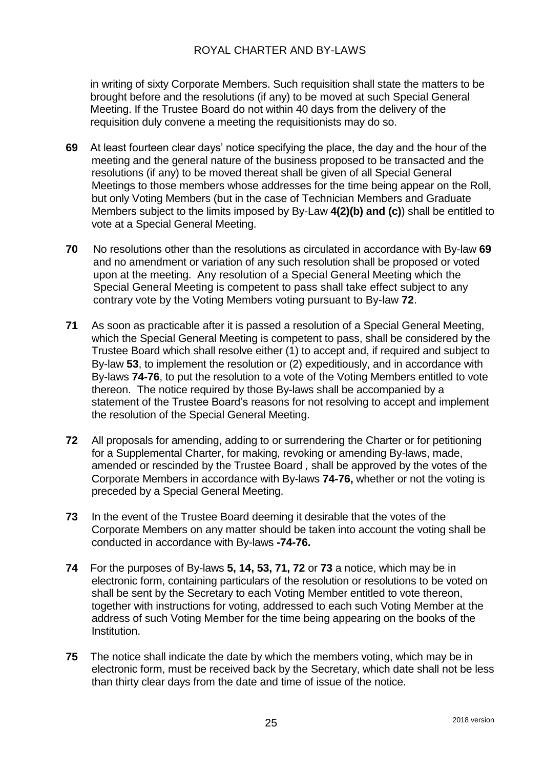in writing of sixty Corporate Members. Such requisition shall state the matters to be brought before and the resolutions (if any) to be moved at such Special General Meeting. If the Trustee Board do not within 40 days from the delivery of the requisition duly convene a meeting the requisitionists may do so.

**69** At least fourteen clear days' notice specifying the place, the day and the hour of the meeting and the general nature of the business proposed to be transacted and the resolutions (if any) to be moved thereat shall be given of all Special General Meetings to those members whose addresses for the time being appear on the Roll, but only Voting Members (but in the case of Technician Members and Graduate Members subject to the limits imposed by By-Law **4(2)(b) and (c)**) shall be entitled to vote at a Special General Meeting.

**70** No resolutions other than the resolutions as circulated in accordance with By-law **69** and no amendment or variation of any such resolution shall be proposed or voted upon at the meeting. Any resolution of a Special General Meeting which the Special General Meeting is competent to pass shall take effect subject to any contrary vote by the Voting Members voting pursuant to By-law **72**.

**71** As soon as practicable after it is passed a resolution of a Special General Meeting, which the Special General Meeting is competent to pass, shall be considered by the Trustee Board which shall resolve either (1) to accept and, if required and subject to By-law **53**, to implement the resolution or (2) expeditiously, and in accordance with By-laws **74-76**, to put the resolution to a vote of the Voting Members entitled to vote thereon. The notice required by those By-laws shall be accompanied by a statement of the Trustee Board's reasons for not resolving to accept and implement the resolution of the Special General Meeting.

**72** All proposals for amending, adding to or surrendering the Charter or for petitioning for a Supplemental Charter, for making, revoking or amending By-laws, made, amended or rescinded by the Trustee Board , shall be approved by the votes of the Corporate Members in accordance with By-laws **74-76,** whether or not the voting is preceded by a Special General Meeting.

**73** In the event of the Trustee Board deeming it desirable that the votes of the Corporate Members on any matter should be taken into account the voting shall be conducted in accordance with By-laws **-74-76.**

**74** For the purposes of By-laws **5, 14, 53, 71, 72** or **73** a notice, which may be in electronic form, containing particulars of the resolution or resolutions to be voted on shall be sent by the Secretary to each Voting Member entitled to vote thereon, together with instructions for voting, addressed to each such Voting Member at the address of such Voting Member for the time being appearing on the books of the Institution.

**75** The notice shall indicate the date by which the members voting, which may be in electronic form, must be received back by the Secretary, which date shall not be less than thirty clear days from the date and time of issue of the notice.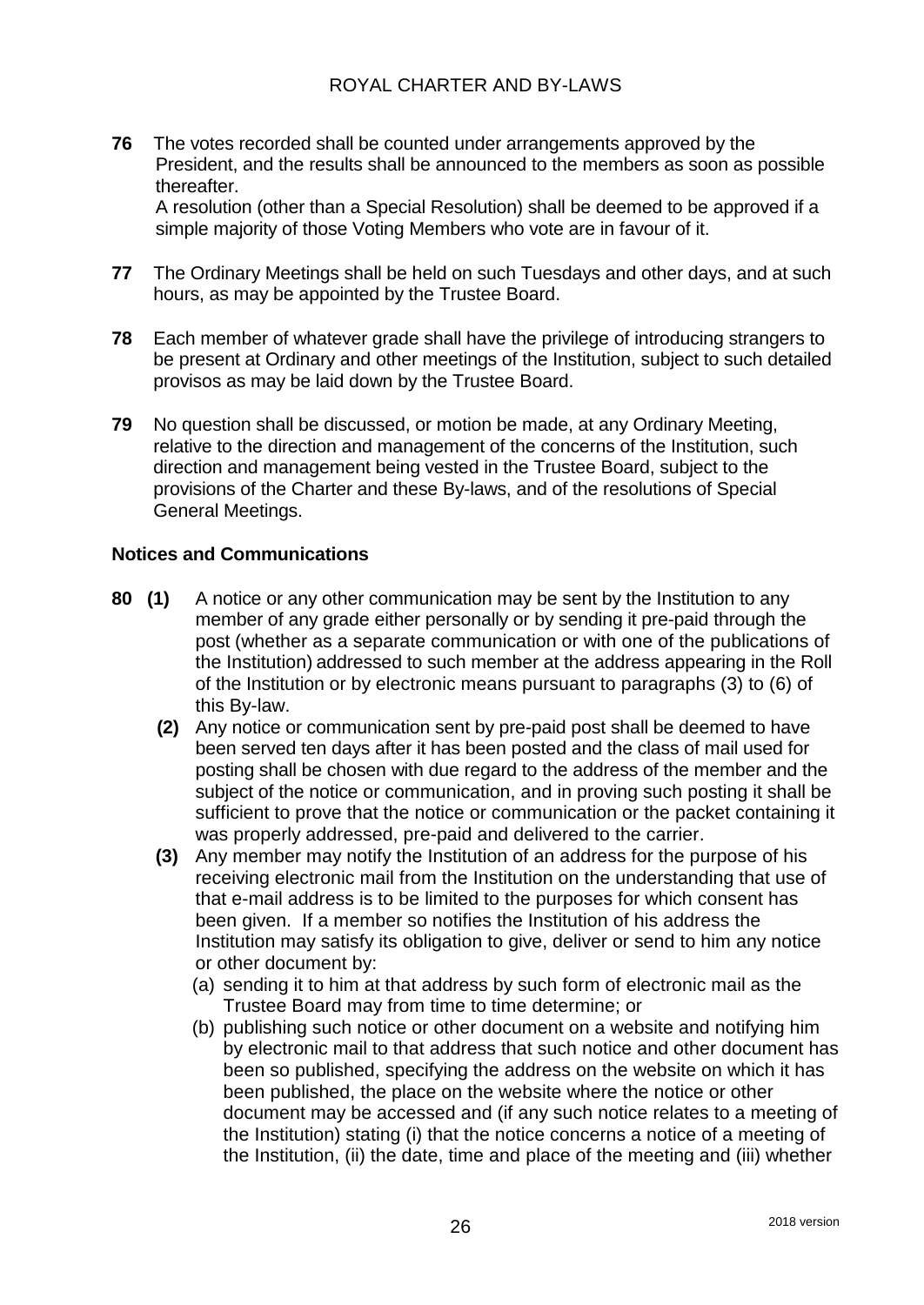**76** The votes recorded shall be counted under arrangements approved by the President, and the results shall be announced to the members as soon as possible thereafter.
A resolution (other than a Special Resolution) shall be deemed to be approved if a simple majority of those Voting Members who vote are in favour of it.

**77** The Ordinary Meetings shall be held on such Tuesdays and other days, and at such hours, as may be appointed by the Trustee Board.

**78** Each member of whatever grade shall have the privilege of introducing strangers to be present at Ordinary and other meetings of the Institution, subject to such detailed provisos as may be laid down by the Trustee Board.

**79** No question shall be discussed, or motion be made, at any Ordinary Meeting, relative to the direction and management of the concerns of the Institution, such direction and management being vested in the Trustee Board, subject to the provisions of the Charter and these By-laws, and of the resolutions of Special General Meetings.

### Notices and Communications

**80** **(1)** A notice or any other communication may be sent by the Institution to any member of any grade either personally or by sending it pre-paid through the post (whether as a separate communication or with one of the publications of the Institution) addressed to such member at the address appearing in the Roll of the Institution or by electronic means pursuant to paragraphs (3) to (6) of this By-law.

**(2)** Any notice or communication sent by pre-paid post shall be deemed to have been served ten days after it has been posted and the class of mail used for posting shall be chosen with due regard to the address of the member and the subject of the notice or communication, and in proving such posting it shall be sufficient to prove that the notice or communication or the packet containing it was properly addressed, pre-paid and delivered to the carrier.

**(3)** Any member may notify the Institution of an address for the purpose of his receiving electronic mail from the Institution on the understanding that use of that e-mail address is to be limited to the purposes for which consent has been given. If a member so notifies the Institution of his address the Institution may satisfy its obligation to give, deliver or send to him any notice or other document by:

(a) sending it to him at that address by such form of electronic mail as the Trustee Board may from time to time determine; or

(b) publishing such notice or other document on a website and notifying him by electronic mail to that address that such notice and other document has been so published, specifying the address on the website on which it has been published, the place on the website where the notice or other document may be accessed and (if any such notice relates to a meeting of the Institution) stating (i) that the notice concerns a notice of a meeting of the Institution, (ii) the date, time and place of the meeting and (iii) whether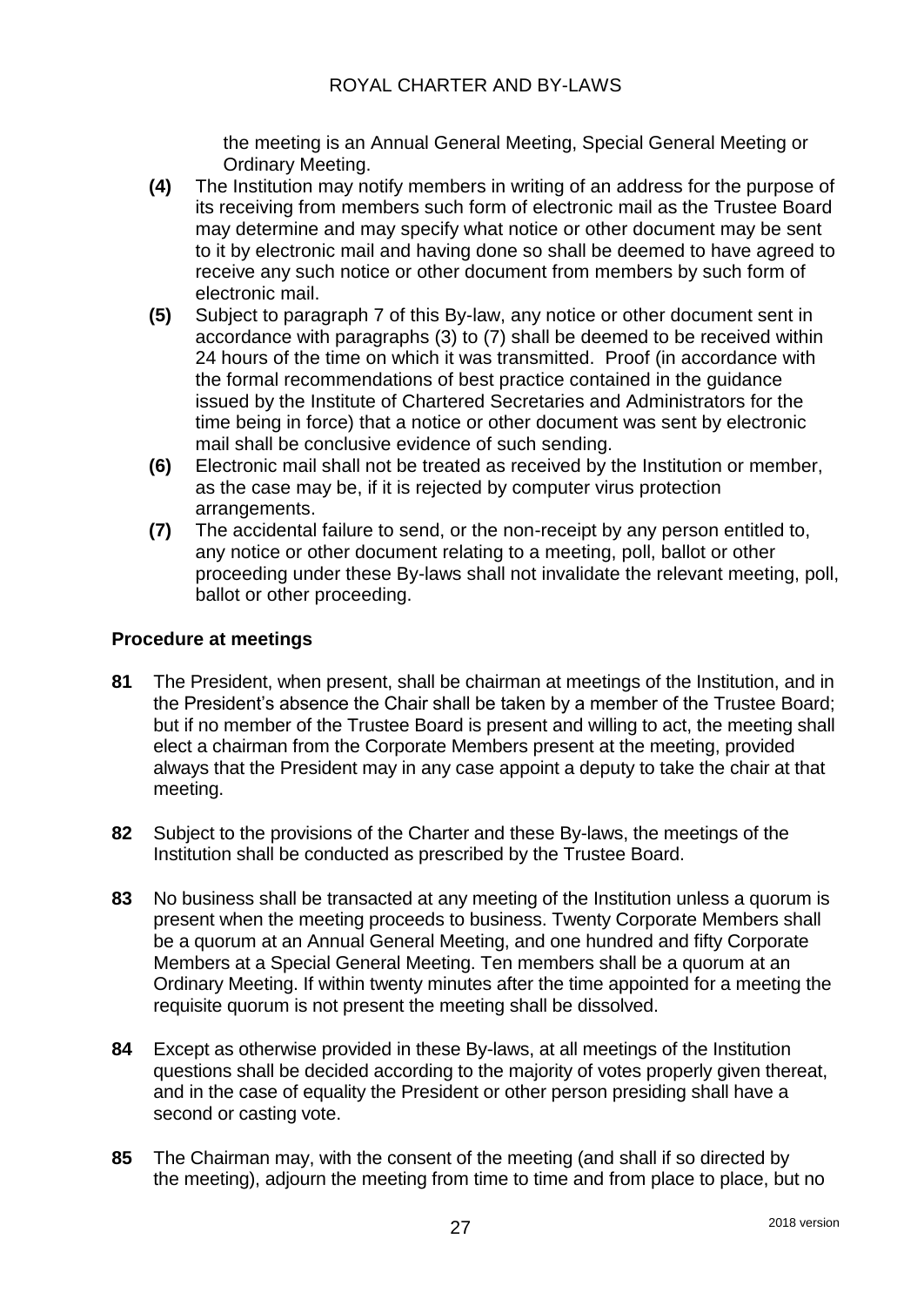the meeting is an Annual General Meeting, Special General Meeting or Ordinary Meeting.

**(4)** The Institution may notify members in writing of an address for the purpose of its receiving from members such form of electronic mail as the Trustee Board may determine and may specify what notice or other document may be sent to it by electronic mail and having done so shall be deemed to have agreed to receive any such notice or other document from members by such form of electronic mail.

**(5)** Subject to paragraph 7 of this By-law, any notice or other document sent in accordance with paragraphs (3) to (7) shall be deemed to be received within 24 hours of the time on which it was transmitted. Proof (in accordance with the formal recommendations of best practice contained in the guidance issued by the Institute of Chartered Secretaries and Administrators for the time being in force) that a notice or other document was sent by electronic mail shall be conclusive evidence of such sending.

**(6)** Electronic mail shall not be treated as received by the Institution or member, as the case may be, if it is rejected by computer virus protection arrangements.

**(7)** The accidental failure to send, or the non-receipt by any person entitled to, any notice or other document relating to a meeting, poll, ballot or other proceeding under these By-laws shall not invalidate the relevant meeting, poll, ballot or other proceeding.

### Procedure at meetings

**81** The President, when present, shall be chairman at meetings of the Institution, and in the President's absence the Chair shall be taken by a member of the Trustee Board; but if no member of the Trustee Board is present and willing to act, the meeting shall elect a chairman from the Corporate Members present at the meeting, provided always that the President may in any case appoint a deputy to take the chair at that meeting.

**82** Subject to the provisions of the Charter and these By-laws, the meetings of the Institution shall be conducted as prescribed by the Trustee Board.

**83** No business shall be transacted at any meeting of the Institution unless a quorum is present when the meeting proceeds to business. Twenty Corporate Members shall be a quorum at an Annual General Meeting, and one hundred and fifty Corporate Members at a Special General Meeting. Ten members shall be a quorum at an Ordinary Meeting. If within twenty minutes after the time appointed for a meeting the requisite quorum is not present the meeting shall be dissolved.

**84** Except as otherwise provided in these By-laws, at all meetings of the Institution questions shall be decided according to the majority of votes properly given thereat, and in the case of equality the President or other person presiding shall have a second or casting vote.

**85** The Chairman may, with the consent of the meeting (and shall if so directed by the meeting), adjourn the meeting from time to time and from place to place, but no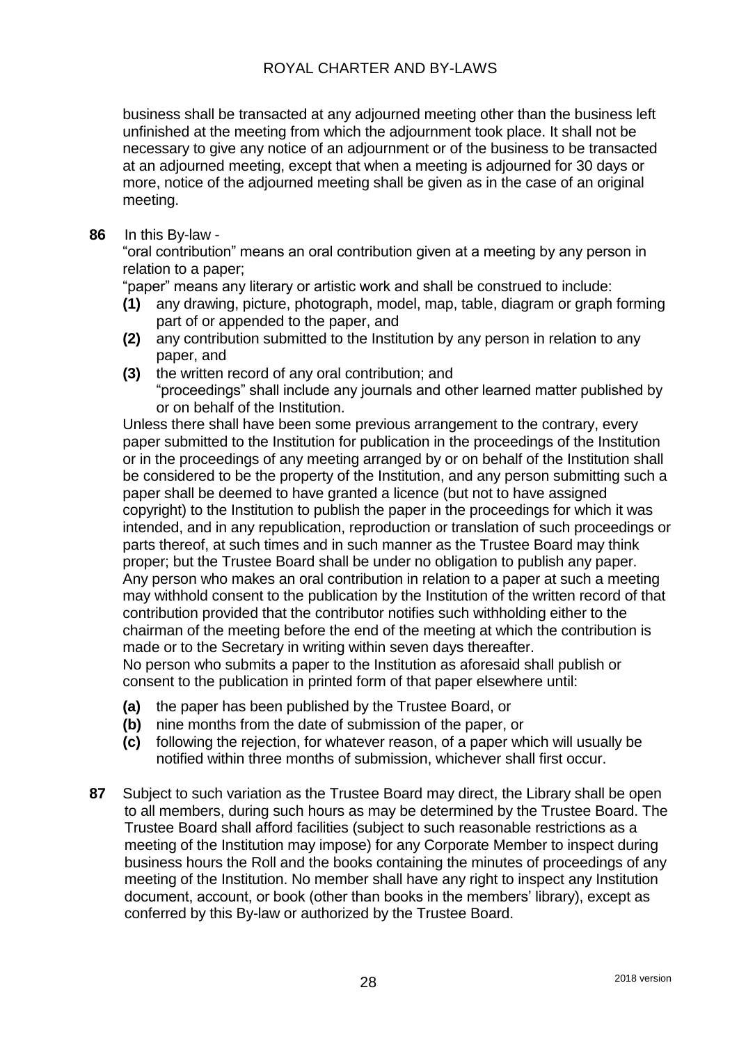business shall be transacted at any adjourned meeting other than the business left unfinished at the meeting from which the adjournment took place. It shall not be necessary to give any notice of an adjournment or of the business to be transacted at an adjourned meeting, except that when a meeting is adjourned for 30 days or more, notice of the adjourned meeting shall be given as in the case of an original meeting.

**86** In this By-law -

"oral contribution" means an oral contribution given at a meeting by any person in relation to a paper;

"paper" means any literary or artistic work and shall be construed to include:

- **(1)** any drawing, picture, photograph, model, map, table, diagram or graph forming part of or appended to the paper, and
- **(2)** any contribution submitted to the Institution by any person in relation to any paper, and
- **(3)** the written record of any oral contribution; and
  "proceedings" shall include any journals and other learned matter published by or on behalf of the Institution.

Unless there shall have been some previous arrangement to the contrary, every paper submitted to the Institution for publication in the proceedings of the Institution or in the proceedings of any meeting arranged by or on behalf of the Institution shall be considered to be the property of the Institution, and any person submitting such a paper shall be deemed to have granted a licence (but not to have assigned copyright) to the Institution to publish the paper in the proceedings for which it was intended, and in any republication, reproduction or translation of such proceedings or parts thereof, at such times and in such manner as the Trustee Board may think proper; but the Trustee Board shall be under no obligation to publish any paper.

Any person who makes an oral contribution in relation to a paper at such a meeting may withhold consent to the publication by the Institution of the written record of that contribution provided that the contributor notifies such withholding either to the chairman of the meeting before the end of the meeting at which the contribution is made or to the Secretary in writing within seven days thereafter.

No person who submits a paper to the Institution as aforesaid shall publish or consent to the publication in printed form of that paper elsewhere until:

- **(a)** the paper has been published by the Trustee Board, or
- **(b)** nine months from the date of submission of the paper, or
- **(c)** following the rejection, for whatever reason, of a paper which will usually be notified within three months of submission, whichever shall first occur.

**87** Subject to such variation as the Trustee Board may direct, the Library shall be open to all members, during such hours as may be determined by the Trustee Board. The Trustee Board shall afford facilities (subject to such reasonable restrictions as a meeting of the Institution may impose) for any Corporate Member to inspect during business hours the Roll and the books containing the minutes of proceedings of any meeting of the Institution. No member shall have any right to inspect any Institution document, account, or book (other than books in the members' library), except as conferred by this By-law or authorized by the Trustee Board.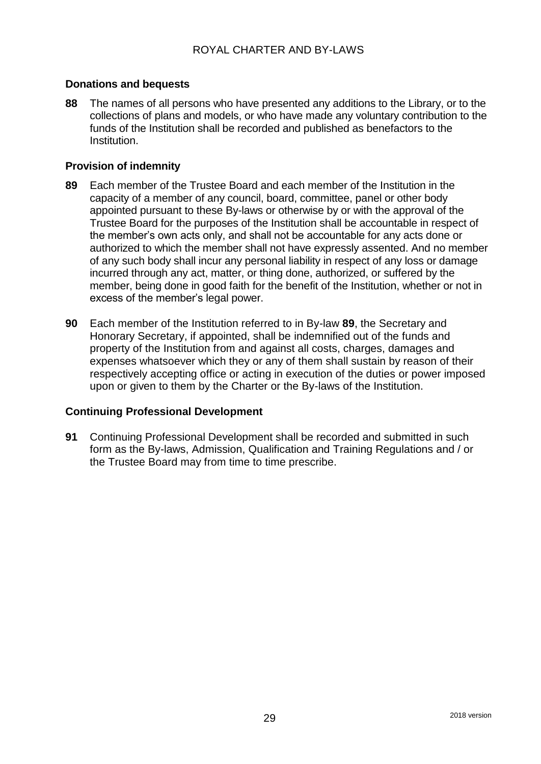### Donations and bequests

**88** The names of all persons who have presented any additions to the Library, or to the collections of plans and models, or who have made any voluntary contribution to the funds of the Institution shall be recorded and published as benefactors to the Institution.

### Provision of indemnity

**89** Each member of the Trustee Board and each member of the Institution in the capacity of a member of any council, board, committee, panel or other body appointed pursuant to these By-laws or otherwise by or with the approval of the Trustee Board for the purposes of the Institution shall be accountable in respect of the member's own acts only, and shall not be accountable for any acts done or authorized to which the member shall not have expressly assented. And no member of any such body shall incur any personal liability in respect of any loss or damage incurred through any act, matter, or thing done, authorized, or suffered by the member, being done in good faith for the benefit of the Institution, whether or not in excess of the member's legal power.

**90** Each member of the Institution referred to in By-law **89**, the Secretary and Honorary Secretary, if appointed, shall be indemnified out of the funds and property of the Institution from and against all costs, charges, damages and expenses whatsoever which they or any of them shall sustain by reason of their respectively accepting office or acting in execution of the duties or power imposed upon or given to them by the Charter or the By-laws of the Institution.

### Continuing Professional Development

**91** Continuing Professional Development shall be recorded and submitted in such form as the By-laws, Admission, Qualification and Training Regulations and / or the Trustee Board may from time to time prescribe.